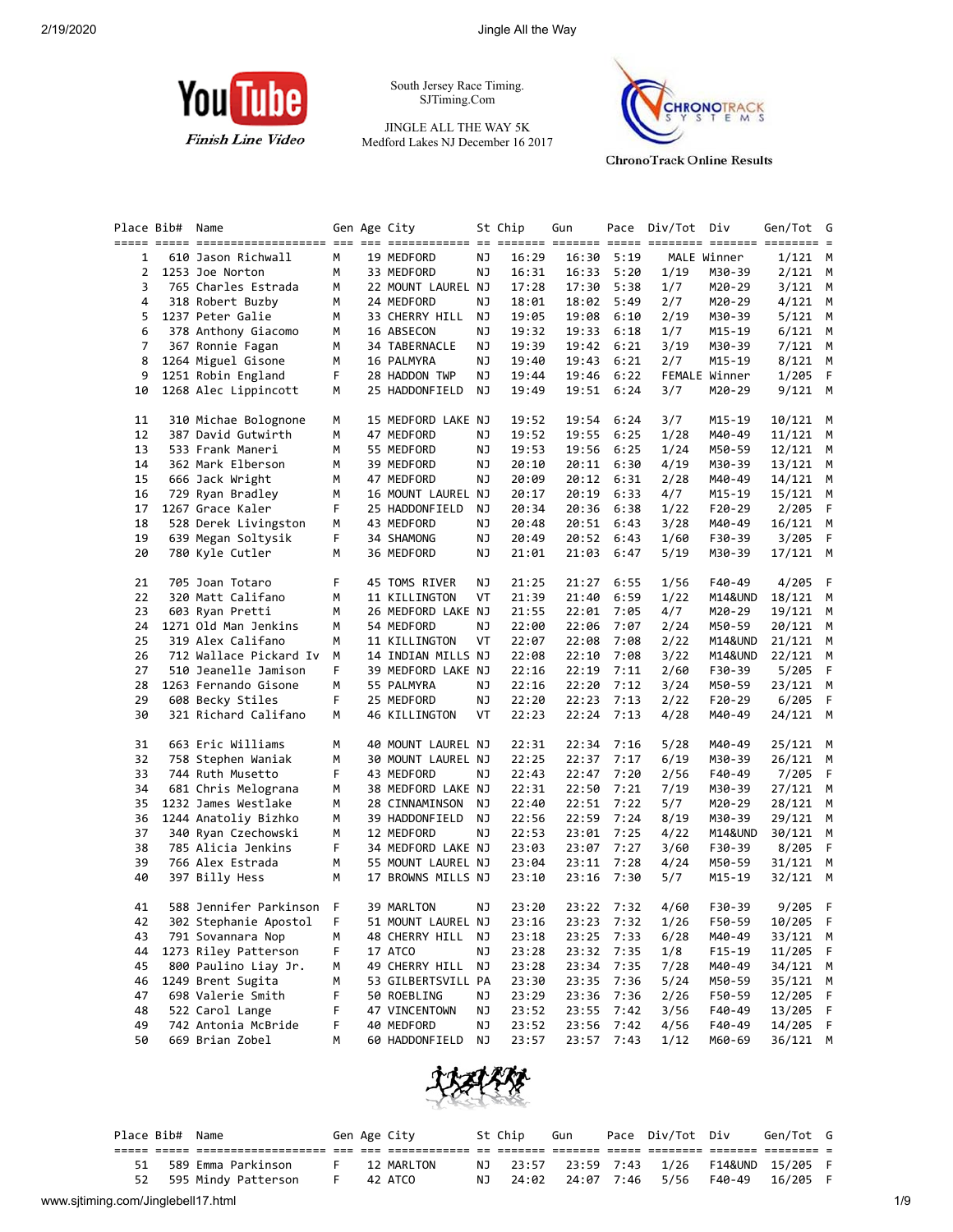South Jersey Race Timing.
SJTiming.Com

JINGLE ALL THE WAY 5K
Medford Lakes NJ December 16 2017

YouTube Finish Line Video

ChronoTrack Online Results

| Place | Bib# | Name | Gen | Age | City | St | Chip | Gun | Pace | Div/Tot | Div | Gen/Tot | G |
|---|---|---|---|---|---|---|---|---|---|---|---|---|---|
| 1 | 610 | Jason Richwall | M | 19 | MEDFORD | NJ | 16:29 | 16:30 | 5:19 | MALE | Winner | 1/121 | M |
| 2 | 1253 | Joe Norton | M | 33 | MEDFORD | NJ | 16:31 | 16:33 | 5:20 | 1/19 | M30-39 | 2/121 | M |
| 3 | 765 | Charles Estrada | M | 22 | MOUNT LAUREL | NJ | 17:28 | 17:30 | 5:38 | 1/7 | M20-29 | 3/121 | M |
| 4 | 318 | Robert Buzby | M | 24 | MEDFORD | NJ | 18:01 | 18:02 | 5:49 | 2/7 | M20-29 | 4/121 | M |
| 5 | 1237 | Peter Galie | M | 33 | CHERRY HILL | NJ | 19:05 | 19:08 | 6:10 | 2/19 | M30-39 | 5/121 | M |
| 6 | 378 | Anthony Giacomo | M | 16 | ABSECON | NJ | 19:32 | 19:33 | 6:18 | 1/7 | M15-19 | 6/121 | M |
| 7 | 367 | Ronnie Fagan | M | 34 | TABERNACLE | NJ | 19:39 | 19:42 | 6:21 | 3/19 | M30-39 | 7/121 | M |
| 8 | 1264 | Miguel Gisone | M | 16 | PALMYRA | NJ | 19:40 | 19:43 | 6:21 | 2/7 | M15-19 | 8/121 | M |
| 9 | 1251 | Robin England | F | 28 | MEDFORD | NJ | 19:44 | 19:46 | 6:22 | FEMALE | Winner | 1/205 | F |
| 10 | 1268 | Alec Lippincott | M | 25 | HADDONFIELD | NJ | 19:49 | 19:51 | 6:24 | 3/7 | M20-29 | 9/121 | M |
| 11 | 310 | Michae Bolognone | M | 15 | MEDFORD LAKE | NJ | 19:52 | 19:54 | 6:24 | 3/7 | M15-19 | 10/121 | M |
| 12 | 387 | David Gutwirth | M | 47 | MEDFORD | NJ | 19:52 | 19:55 | 6:25 | 1/28 | M40-49 | 11/121 | M |
| 13 | 533 | Frank Maneri | M | 55 | MEDFORD | NJ | 19:53 | 19:56 | 6:25 | 1/24 | M50-59 | 12/121 | M |
| 14 | 362 | Mark Elberson | M | 39 | MEDFORD | NJ | 20:10 | 20:11 | 6:30 | 4/19 | M30-39 | 13/121 | M |
| 15 | 666 | Jack Wright | M | 47 | MEDFORD | NJ | 20:09 | 20:12 | 6:31 | 2/28 | M40-49 | 14/121 | M |
| 16 | 729 | Ryan Bradley | M | 16 | MOUNT LAUREL | NJ | 20:17 | 20:19 | 6:33 | 4/7 | M15-19 | 15/121 | M |
| 17 | 1267 | Grace Kaler | F | 25 | HADDONFIELD | NJ | 20:34 | 20:36 | 6:38 | 1/22 | F20-29 | 2/205 | F |
| 18 | 528 | Derek Livingston | M | 43 | MEDFORD | NJ | 20:48 | 20:51 | 6:43 | 3/28 | M40-49 | 16/121 | M |
| 19 | 639 | Megan Soltysik | F | 34 | SHAMONG | NJ | 20:49 | 20:52 | 6:43 | 1/60 | F30-39 | 3/205 | F |
| 20 | 780 | Kyle Cutler | M | 36 | MEDFORD | NJ | 21:01 | 21:03 | 6:47 | 5/19 | M30-39 | 17/121 | M |
| 21 | 705 | Joan Totaro | F | 45 | TOMS RIVER | NJ | 21:25 | 21:27 | 6:55 | 1/56 | F40-49 | 4/205 | F |
| 22 | 320 | Matt Califano | M | 11 | KILLINGTON | VT | 21:39 | 21:40 | 6:59 | 1/22 | M14&UND | 18/121 | M |
| 23 | 603 | Ryan Pretti | M | 26 | MEDFORD LAKE | NJ | 21:55 | 22:01 | 7:05 | 4/7 | M20-29 | 19/121 | M |
| 24 | 1271 | Old Man Jenkins | M | 54 | MEDFORD | NJ | 22:00 | 22:06 | 7:07 | 2/24 | M50-59 | 20/121 | M |
| 25 | 319 | Alex Califano | M | 11 | KILLINGTON | VT | 22:07 | 22:08 | 7:08 | 2/22 | M14&UND | 21/121 | M |
| 26 | 712 | Wallace Pickard Iv | M | 14 | INDIAN MILLS | NJ | 22:08 | 22:10 | 7:08 | 3/22 | M14&UND | 22/121 | M |
| 27 | 510 | Jeanelle Jamison | F | 39 | MEDFORD LAKE | NJ | 22:16 | 22:19 | 7:11 | 2/60 | F30-39 | 5/205 | F |
| 28 | 1263 | Fernando Gisone | M | 55 | PALMYRA | NJ | 22:16 | 22:20 | 7:12 | 3/24 | M50-59 | 23/121 | M |
| 29 | 608 | Becky Stiles | F | 25 | MEDFORD | NJ | 22:20 | 22:23 | 7:13 | 2/22 | F20-29 | 6/205 | F |
| 30 | 321 | Richard Califano | M | 46 | KILLINGTON | VT | 22:23 | 22:24 | 7:13 | 4/28 | M40-49 | 24/121 | M |
| 31 | 663 | Eric Williams | M | 40 | MOUNT LAUREL | NJ | 22:31 | 22:34 | 7:16 | 5/28 | M40-49 | 25/121 | M |
| 32 | 758 | Stephen Waniak | M | 30 | MOUNT LAUREL | NJ | 22:25 | 22:37 | 7:17 | 6/19 | M30-39 | 26/121 | M |
| 33 | 744 | Ruth Musetto | F | 43 | MEDFORD | NJ | 22:43 | 22:47 | 7:20 | 2/56 | F40-49 | 7/205 | F |
| 34 | 681 | Chris Melograna | M | 38 | MEDFORD LAKE | NJ | 22:31 | 22:50 | 7:21 | 7/19 | M30-39 | 27/121 | M |
| 35 | 1232 | James Westlake | M | 28 | CINNAMINSON | NJ | 22:40 | 22:51 | 7:22 | 5/7 | M20-29 | 28/121 | M |
| 36 | 1244 | Anatoliy Bizhko | M | 39 | HADDONFIELD | NJ | 22:56 | 22:59 | 7:24 | 8/19 | M30-39 | 29/121 | M |
| 37 | 340 | Ryan Czechowski | M | 12 | MEDFORD | NJ | 22:53 | 23:01 | 7:25 | 4/22 | M14&UND | 30/121 | M |
| 38 | 785 | Alicia Jenkins | F | 34 | MEDFORD LAKE | NJ | 23:03 | 23:07 | 7:27 | 3/60 | F30-39 | 8/205 | F |
| 39 | 766 | Alex Estrada | M | 55 | MOUNT LAUREL | NJ | 23:04 | 23:11 | 7:28 | 4/24 | M50-59 | 31/121 | M |
| 40 | 397 | Billy Hess | M | 17 | BROWNS MILLS | NJ | 23:10 | 23:16 | 7:30 | 5/7 | M15-19 | 32/121 | M |
| 41 | 588 | Jennifer Parkinson | F | 39 | MARLTON | NJ | 23:20 | 23:22 | 7:32 | 4/60 | F30-39 | 9/205 | F |
| 42 | 302 | Stephanie Apostol | F | 51 | MOUNT LAUREL | NJ | 23:16 | 23:23 | 7:32 | 1/26 | F50-59 | 10/205 | F |
| 43 | 791 | Sovannara Nop | M | 48 | CHERRY HILL | NJ | 23:18 | 23:25 | 7:33 | 6/28 | M40-49 | 33/121 | M |
| 44 | 1273 | Riley Patterson | F | 17 | ATCO | NJ | 23:28 | 23:32 | 7:35 | 1/8 | F15-19 | 11/205 | F |
| 45 | 800 | Paulino Liay Jr. | M | 49 | CHERRY HILL | NJ | 23:28 | 23:34 | 7:35 | 7/28 | M40-49 | 34/121 | M |
| 46 | 1249 | Brent Sugita | M | 53 | GILBERTSVILL | PA | 23:30 | 23:35 | 7:36 | 5/24 | M50-59 | 35/121 | M |
| 47 | 698 | Valerie Smith | F | 50 | ROEBLING | NJ | 23:29 | 23:36 | 7:36 | 2/26 | F50-59 | 12/205 | F |
| 48 | 522 | Carol Lange | F | 47 | VINCENTOWN | NJ | 23:52 | 23:55 | 7:42 | 3/56 | F40-49 | 13/205 | F |
| 49 | 742 | Antonia McBride | F | 40 | MEDFORD | NJ | 23:52 | 23:56 | 7:42 | 4/56 | F40-49 | 14/205 | F |
| 50 | 669 | Brian Zobel | M | 60 | HADDONFIELD | NJ | 23:57 | 23:57 | 7:43 | 1/12 | M60-69 | 36/121 | M |
| 51 | 589 | Emma Parkinson | F | 12 | MARLTON | NJ | 23:57 | 23:59 | 7:43 | 1/26 | F14&UND | 15/205 | F |
| 52 | 595 | Mindy Patterson | F | 42 | ATCO | NJ | 24:02 | 24:07 | 7:46 | 5/56 | F40-49 | 16/205 | F |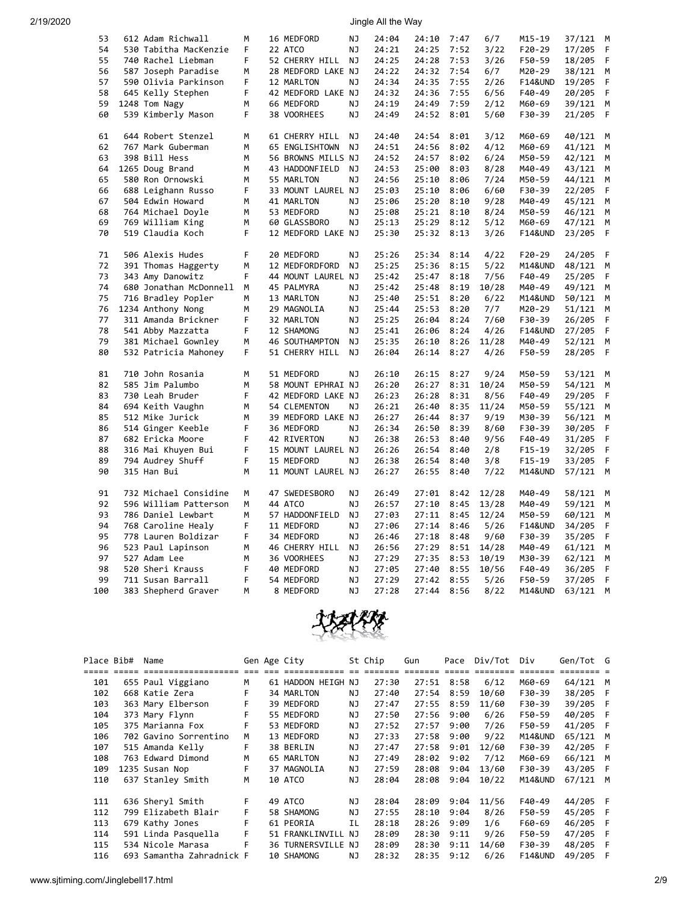| Place | Bib# | Name | Gen | Age | City | St | Chip | Gun | Pace | Div/Tot | Div | Gen/Tot | G |
|---|---|---|---|---|---|---|---|---|---|---|---|---|---|
| 53 | 612 | Adam Richwall | M | 16 | MEDFORD | NJ | 24:04 | 24:10 | 7:47 | 6/7 | M15-19 | 37/121 | M |
| 54 | 530 | Tabitha MacKenzie | F | 22 | ATCO | NJ | 24:21 | 24:25 | 7:52 | 3/22 | F20-29 | 17/205 | F |
| 55 | 740 | Rachel Liebman | F | 52 | CHERRY HILL | NJ | 24:25 | 24:28 | 7:53 | 3/26 | F50-59 | 18/205 | F |
| 56 | 587 | Joseph Paradise | M | 28 | MEDFORD LAKE | NJ | 24:22 | 24:32 | 7:54 | 6/7 | M20-29 | 38/121 | M |
| 57 | 590 | Olivia Parkinson | F | 12 | MARLTON | NJ | 24:34 | 24:35 | 7:55 | 2/26 | F14&UND | 19/205 | F |
| 58 | 645 | Kelly Stephen | F | 42 | MEDFORD LAKE | NJ | 24:32 | 24:36 | 7:55 | 6/56 | F40-49 | 20/205 | F |
| 59 | 1248 | Tom Nagy | M | 66 | MEDFORD | NJ | 24:19 | 24:49 | 7:59 | 2/12 | M60-69 | 39/121 | M |
| 60 | 539 | Kimberly Mason | F | 38 | VOORHEES | NJ | 24:49 | 24:52 | 8:01 | 5/60 | F30-39 | 21/205 | F |
| 61 | 644 | Robert Stenzel | M | 61 | CHERRY HILL | NJ | 24:40 | 24:54 | 8:01 | 3/12 | M60-69 | 40/121 | M |
| 62 | 767 | Mark Guberman | M | 65 | ENGLISHTOWN | NJ | 24:51 | 24:56 | 8:02 | 4/12 | M60-69 | 41/121 | M |
| 63 | 398 | Bill Hess | M | 56 | BROWNS MILLS | NJ | 24:52 | 24:57 | 8:02 | 6/24 | M50-59 | 42/121 | M |
| 64 | 1265 | Doug Brand | M | 43 | HADDONFIELD | NJ | 24:53 | 25:00 | 8:03 | 8/28 | M40-49 | 43/121 | M |
| 65 | 580 | Ron Ornowski | M | 55 | MARLTON | NJ | 24:56 | 25:10 | 8:06 | 7/24 | M50-59 | 44/121 | M |
| 66 | 688 | Leighann Russo | F | 33 | MOUNT LAUREL | NJ | 25:03 | 25:10 | 8:06 | 6/60 | F30-39 | 22/205 | F |
| 67 | 504 | Edwin Howard | M | 41 | MARLTON | NJ | 25:06 | 25:20 | 8:10 | 9/28 | M40-49 | 45/121 | M |
| 68 | 764 | Michael Doyle | M | 53 | MEDFORD | NJ | 25:08 | 25:21 | 8:10 | 8/24 | M50-59 | 46/121 | M |
| 69 | 769 | William King | M | 60 | GLASSBORO | NJ | 25:13 | 25:29 | 8:12 | 5/12 | M60-69 | 47/121 | M |
| 70 | 519 | Claudia Koch | F | 12 | MEDFORD LAKE | NJ | 25:30 | 25:32 | 8:13 | 3/26 | F14&UND | 23/205 | F |
| 71 | 506 | Alexis Hudes | F | 20 | MEDFORD | NJ | 25:26 | 25:34 | 8:14 | 4/22 | F20-29 | 24/205 | F |
| 72 | 391 | Thomas Haggerty | M | 12 | MEDFORDFORD | NJ | 25:25 | 25:36 | 8:15 | 5/22 | M14&UND | 48/121 | M |
| 73 | 343 | Amy Danowitz | F | 44 | MOUNT LAUREL | NJ | 25:42 | 25:47 | 8:18 | 7/56 | F40-49 | 25/205 | F |
| 74 | 680 | Jonathan McDonnell | M | 45 | PALMYRA | NJ | 25:42 | 25:48 | 8:19 | 10/28 | M40-49 | 49/121 | M |
| 75 | 716 | Bradley Popler | M | 13 | MARLTON | NJ | 25:40 | 25:51 | 8:20 | 6/22 | M14&UND | 50/121 | M |
| 76 | 1234 | Anthony Nong | M | 29 | MAGNOLIA | NJ | 25:44 | 25:53 | 8:20 | 7/7 | M20-29 | 51/121 | M |
| 77 | 311 | Amanda Brickner | F | 32 | MARLTON | NJ | 25:25 | 26:04 | 8:24 | 7/60 | F30-39 | 26/205 | F |
| 78 | 541 | Abby Mazzatta | F | 12 | SHAMONG | NJ | 25:41 | 26:06 | 8:24 | 4/26 | F14&UND | 27/205 | F |
| 79 | 381 | Michael Gownley | M | 46 | SOUTHAMPTON | NJ | 25:35 | 26:10 | 8:26 | 11/28 | M40-49 | 52/121 | M |
| 80 | 532 | Patricia Mahoney | F | 51 | CHERRY HILL | NJ | 26:04 | 26:14 | 8:27 | 4/26 | F50-59 | 28/205 | F |
| 81 | 710 | John Rosania | M | 51 | MEDFORD | NJ | 26:10 | 26:15 | 8:27 | 9/24 | M50-59 | 53/121 | M |
| 82 | 585 | Jim Palumbo | M | 58 | MOUNT EPHRAI | NJ | 26:20 | 26:27 | 8:31 | 10/24 | M50-59 | 54/121 | M |
| 83 | 730 | Leah Bruder | F | 42 | MEDFORD LAKE | NJ | 26:23 | 26:28 | 8:31 | 8/56 | F40-49 | 29/205 | F |
| 84 | 694 | Keith Vaughn | M | 54 | CLEMENTON | NJ | 26:21 | 26:40 | 8:35 | 11/24 | M50-59 | 55/121 | M |
| 85 | 512 | Mike Jurick | M | 39 | MEDFORD LAKE | NJ | 26:27 | 26:44 | 8:37 | 9/19 | M30-39 | 56/121 | M |
| 86 | 514 | Ginger Keeble | F | 36 | MEDFORD | NJ | 26:34 | 26:50 | 8:39 | 8/60 | F30-39 | 30/205 | F |
| 87 | 682 | Ericka Moore | F | 42 | RIVERTON | NJ | 26:38 | 26:53 | 8:40 | 9/56 | F40-49 | 31/205 | F |
| 88 | 316 | Mai Khuyen Bui | F | 15 | MOUNT LAUREL | NJ | 26:26 | 26:54 | 8:40 | 2/8 | F15-19 | 32/205 | F |
| 89 | 794 | Audrey Shuff | F | 15 | MEDFORD | NJ | 26:38 | 26:54 | 8:40 | 3/8 | F15-19 | 33/205 | F |
| 90 | 315 | Han Bui | M | 11 | MOUNT LAUREL | NJ | 26:27 | 26:55 | 8:40 | 7/22 | M14&UND | 57/121 | M |
| 91 | 732 | Michael Considine | M | 47 | SWEDESBORO | NJ | 26:49 | 27:01 | 8:42 | 12/28 | M40-49 | 58/121 | M |
| 92 | 596 | William Patterson | M | 44 | ATCO | NJ | 26:57 | 27:10 | 8:45 | 13/28 | M40-49 | 59/121 | M |
| 93 | 786 | Daniel Lewbart | M | 57 | HADDONFIELD | NJ | 27:03 | 27:11 | 8:45 | 12/24 | M50-59 | 60/121 | M |
| 94 | 768 | Caroline Healy | F | 11 | MEDFORD | NJ | 27:06 | 27:14 | 8:46 | 5/26 | F14&UND | 34/205 | F |
| 95 | 778 | Lauren Boldizar | F | 34 | MEDFORD | NJ | 26:46 | 27:18 | 8:48 | 9/60 | F30-39 | 35/205 | F |
| 96 | 523 | Paul Lapinson | M | 46 | CHERRY HILL | NJ | 26:56 | 27:29 | 8:51 | 14/28 | M40-49 | 61/121 | M |
| 97 | 527 | Adam Lee | M | 36 | VOORHEES | NJ | 27:29 | 27:35 | 8:53 | 10/19 | M30-39 | 62/121 | M |
| 98 | 520 | Sheri Krauss | F | 40 | MEDFORD | NJ | 27:05 | 27:40 | 8:55 | 10/56 | F40-49 | 36/205 | F |
| 99 | 711 | Susan Barrall | F | 54 | MEDFORD | NJ | 27:29 | 27:42 | 8:55 | 5/26 | F50-59 | 37/205 | F |
| 100 | 383 | Shepherd Graver | M | 8 | MEDFORD | NJ | 27:28 | 27:44 | 8:56 | 8/22 | M14&UND | 63/121 | M |

| Place | Bib# | Name | Gen | Age | City | St | Chip | Gun | Pace | Div/Tot | Div | Gen/Tot | G |
|---|---|---|---|---|---|---|---|---|---|---|---|---|---|
| 101 | 655 | Paul Viggiano | M | 61 | HADDON HEIGH | NJ | 27:30 | 27:51 | 8:58 | 6/12 | M60-69 | 64/121 | M |
| 102 | 668 | Katie Zera | F | 34 | MARLTON | NJ | 27:40 | 27:54 | 8:59 | 10/60 | F30-39 | 38/205 | F |
| 103 | 363 | Mary Elberson | F | 39 | MEDFORD | NJ | 27:47 | 27:55 | 8:59 | 11/60 | F30-39 | 39/205 | F |
| 104 | 373 | Mary Flynn | F | 55 | MEDFORD | NJ | 27:50 | 27:56 | 9:00 | 6/26 | F50-59 | 40/205 | F |
| 105 | 375 | Marianna Fox | F | 53 | MEDFORD | NJ | 27:52 | 27:57 | 9:00 | 7/26 | F50-59 | 41/205 | F |
| 106 | 702 | Gavino Sorrentino | M | 13 | MEDFORD | NJ | 27:33 | 27:58 | 9:00 | 9/22 | M14&UND | 65/121 | M |
| 107 | 515 | Amanda Kelly | F | 38 | BERLIN | NJ | 27:47 | 27:58 | 9:01 | 12/60 | F30-39 | 42/205 | F |
| 108 | 763 | Edward Dimond | M | 65 | MARLTON | NJ | 27:49 | 28:02 | 9:02 | 7/12 | M60-69 | 66/121 | M |
| 109 | 1235 | Susan Nop | F | 37 | MAGNOLIA | NJ | 27:59 | 28:08 | 9:04 | 13/60 | F30-39 | 43/205 | F |
| 110 | 637 | Stanley Smith | M | 10 | ATCO | NJ | 28:04 | 28:08 | 9:04 | 10/22 | M14&UND | 67/121 | M |
| 111 | 636 | Sheryl Smith | F | 49 | ATCO | NJ | 28:04 | 28:09 | 9:04 | 11/56 | F40-49 | 44/205 | F |
| 112 | 799 | Elizabeth Blair | F | 58 | SHAMONG | NJ | 27:55 | 28:10 | 9:04 | 8/26 | F50-59 | 45/205 | F |
| 113 | 679 | Kathy Jones | F | 61 | PEORIA | IL | 28:18 | 28:26 | 9:09 | 1/6 | F60-69 | 46/205 | F |
| 114 | 591 | Linda Pasquella | F | 51 | FRANKLINVILL | NJ | 28:09 | 28:30 | 9:11 | 9/26 | F50-59 | 47/205 | F |
| 115 | 534 | Nicole Marasa | F | 36 | TURNERSVILLE | NJ | 28:09 | 28:30 | 9:11 | 14/60 | F30-39 | 48/205 | F |
| 116 | 693 | Samantha Zahradnick | F | 10 | SHAMONG | NJ | 28:32 | 28:35 | 9:12 | 6/26 | F14&UND | 49/205 | F |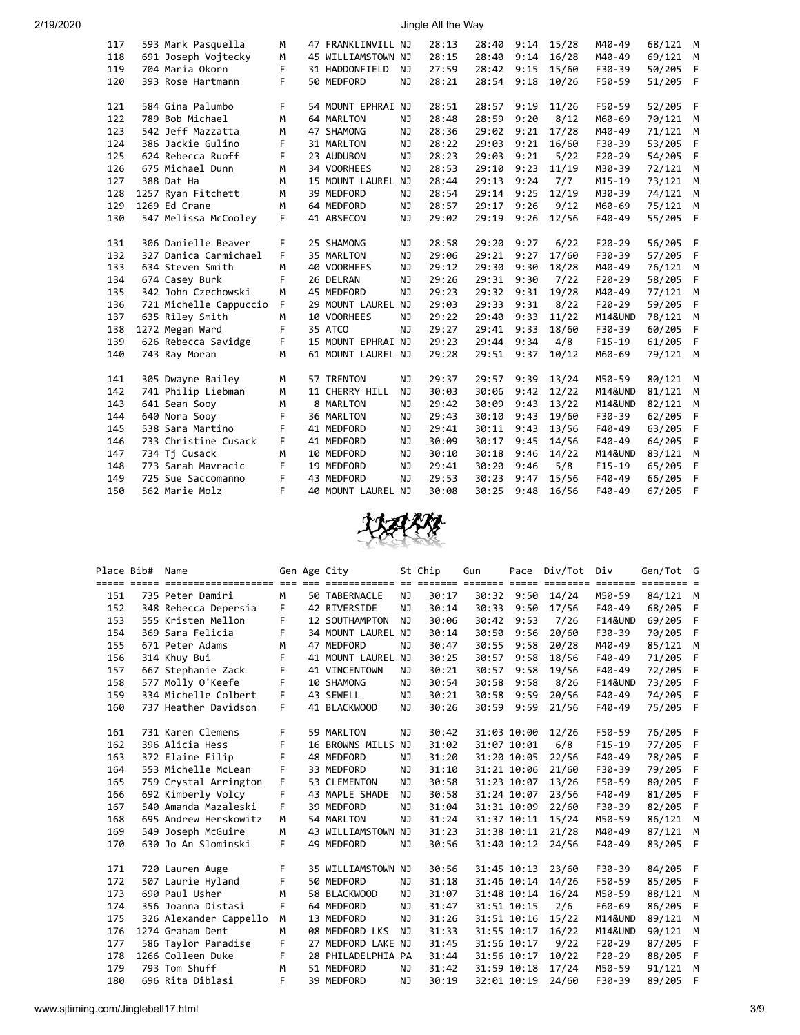| Place | Bib# | Name | Gen | Age | City | St | Chip | Gun | Pace | Div/Tot | Div | Gen/Tot | G |
|---|---|---|---|---|---|---|---|---|---|---|---|---|---|
| 117 | 593 | Mark Pasquella | M | 47 | FRANKLINVILL | NJ | 28:13 | 28:40 | 9:14 | 15/28 | M40-49 | 68/121 | M |
| 118 | 691 | Joseph Vojtecky | M | 45 | WILLIAMSTOWN | NJ | 28:15 | 28:40 | 9:14 | 16/28 | M40-49 | 69/121 | M |
| 119 | 704 | Maria Okorn | F | 31 | HADDONFIELD | NJ | 27:59 | 28:42 | 9:15 | 15/60 | F30-39 | 50/205 | F |
| 120 | 393 | Rose Hartmann | F | 50 | MEDFORD | NJ | 28:21 | 28:54 | 9:18 | 10/26 | F50-59 | 51/205 | F |
| 121 | 584 | Gina Palumbo | F | 54 | MOUNT EPHRAI | NJ | 28:51 | 28:57 | 9:19 | 11/26 | F50-59 | 52/205 | F |
| 122 | 789 | Bob Michael | M | 64 | MARLTON | NJ | 28:48 | 28:59 | 9:20 | 8/12 | M60-69 | 70/121 | M |
| 123 | 542 | Jeff Mazzatta | M | 47 | SHAMONG | NJ | 28:36 | 29:02 | 9:21 | 17/28 | M40-49 | 71/121 | M |
| 124 | 386 | Jackie Gulino | F | 31 | MARLTON | NJ | 28:22 | 29:03 | 9:21 | 16/60 | F30-39 | 53/205 | F |
| 125 | 624 | Rebecca Ruoff | F | 23 | AUDUBON | NJ | 28:23 | 29:03 | 9:21 | 5/22 | F20-29 | 54/205 | F |
| 126 | 675 | Michael Dunn | M | 34 | VOORHEES | NJ | 28:53 | 29:10 | 9:23 | 11/19 | M30-39 | 72/121 | M |
| 127 | 388 | Dat Ha | M | 15 | MOUNT LAUREL | NJ | 28:44 | 29:13 | 9:24 | 7/7 | M15-19 | 73/121 | M |
| 128 | 1257 | Ryan Fitchett | M | 39 | MEDFORD | NJ | 28:54 | 29:14 | 9:25 | 12/19 | M30-39 | 74/121 | M |
| 129 | 1269 | Ed Crane | M | 64 | MEDFORD | NJ | 28:57 | 29:17 | 9:26 | 9/12 | M60-69 | 75/121 | M |
| 130 | 547 | Melissa McCooley | F | 41 | ABSECON | NJ | 29:02 | 29:19 | 9:26 | 12/56 | F40-49 | 55/205 | F |
| 131 | 306 | Danielle Beaver | F | 25 | SHAMONG | NJ | 28:58 | 29:20 | 9:27 | 6/22 | F20-29 | 56/205 | F |
| 132 | 327 | Danica Carmichael | F | 35 | MARLTON | NJ | 29:06 | 29:21 | 9:27 | 17/60 | F30-39 | 57/205 | F |
| 133 | 634 | Steven Smith | M | 40 | VOORHEES | NJ | 29:12 | 29:30 | 9:30 | 18/28 | M40-49 | 76/121 | M |
| 134 | 674 | Casey Burk | F | 26 | DELRAN | NJ | 29:26 | 29:31 | 9:30 | 7/22 | F20-29 | 58/205 | F |
| 135 | 342 | John Czechowski | M | 45 | MEDFORD | NJ | 29:23 | 29:32 | 9:31 | 19/28 | M40-49 | 77/121 | M |
| 136 | 721 | Michelle Cappuccio | F | 29 | MOUNT LAUREL | NJ | 29:03 | 29:33 | 9:31 | 8/22 | F20-29 | 59/205 | F |
| 137 | 635 | Riley Smith | M | 10 | VOORHEES | NJ | 29:22 | 29:40 | 9:33 | 11/22 | M14&UND | 78/121 | M |
| 138 | 1272 | Megan Ward | F | 35 | ATCO | NJ | 29:27 | 29:41 | 9:33 | 18/60 | F30-39 | 60/205 | F |
| 139 | 626 | Rebecca Savidge | F | 15 | MOUNT EPHRAI | NJ | 29:23 | 29:44 | 9:34 | 4/8 | F15-19 | 61/205 | F |
| 140 | 743 | Ray Moran | M | 61 | MOUNT LAUREL | NJ | 29:28 | 29:51 | 9:37 | 10/12 | M60-69 | 79/121 | M |
| 141 | 305 | Dwayne Bailey | M | 57 | TRENTON | NJ | 29:37 | 29:57 | 9:39 | 13/24 | M50-59 | 80/121 | M |
| 142 | 741 | Philip Liebman | M | 11 | CHERRY HILL | NJ | 30:03 | 30:06 | 9:42 | 12/22 | M14&UND | 81/121 | M |
| 143 | 641 | Sean Sooy | M | 8 | MARLTON | NJ | 29:42 | 30:09 | 9:43 | 13/22 | M14&UND | 82/121 | M |
| 144 | 640 | Nora Sooy | F | 36 | MARLTON | NJ | 29:43 | 30:10 | 9:43 | 19/60 | F30-39 | 62/205 | F |
| 145 | 538 | Sara Martino | F | 41 | MEDFORD | NJ | 29:41 | 30:11 | 9:43 | 13/56 | F40-49 | 63/205 | F |
| 146 | 733 | Christine Cusack | F | 41 | MEDFORD | NJ | 30:09 | 30:17 | 9:45 | 14/56 | F40-49 | 64/205 | F |
| 147 | 734 | Tj Cusack | M | 10 | MEDFORD | NJ | 30:10 | 30:18 | 9:46 | 14/22 | M14&UND | 83/121 | M |
| 148 | 773 | Sarah Mavracic | F | 19 | MEDFORD | NJ | 29:41 | 30:20 | 9:46 | 5/8 | F15-19 | 65/205 | F |
| 149 | 725 | Sue Saccomanno | F | 43 | MEDFORD | NJ | 29:53 | 30:23 | 9:47 | 15/56 | F40-49 | 66/205 | F |
| 150 | 562 | Marie Molz | F | 40 | MOUNT LAUREL | NJ | 30:08 | 30:25 | 9:48 | 16/56 | F40-49 | 67/205 | F |
| 151 | 735 | Peter Damiri | M | 50 | TABERNACLE | NJ | 30:17 | 30:32 | 9:50 | 14/24 | M50-59 | 84/121 | M |
| 152 | 348 | Rebecca Depersia | F | 42 | RIVERSIDE | NJ | 30:14 | 30:33 | 9:50 | 17/56 | F40-49 | 68/205 | F |
| 153 | 555 | Kristen Mellon | F | 12 | SOUTHAMPTON | NJ | 30:06 | 30:42 | 9:53 | 7/26 | F14&UND | 69/205 | F |
| 154 | 369 | Sara Felicia | F | 34 | MOUNT LAUREL | NJ | 30:14 | 30:50 | 9:56 | 20/60 | F30-39 | 70/205 | F |
| 155 | 671 | Peter Adams | M | 47 | MEDFORD | NJ | 30:47 | 30:55 | 9:58 | 20/28 | M40-49 | 85/121 | M |
| 156 | 314 | Khuy Bui | F | 41 | MOUNT LAUREL | NJ | 30:25 | 30:57 | 9:58 | 18/56 | F40-49 | 71/205 | F |
| 157 | 667 | Stephanie Zack | F | 41 | VINCENTOWN | NJ | 30:21 | 30:57 | 9:58 | 19/56 | F40-49 | 72/205 | F |
| 158 | 577 | Molly O'Keefe | F | 10 | SHAMONG | NJ | 30:54 | 30:58 | 9:58 | 8/26 | F14&UND | 73/205 | F |
| 159 | 334 | Michelle Colbert | F | 43 | SEWELL | NJ | 30:21 | 30:58 | 9:59 | 20/56 | F40-49 | 74/205 | F |
| 160 | 737 | Heather Davidson | F | 41 | BLACKWOOD | NJ | 30:26 | 30:59 | 9:59 | 21/56 | F40-49 | 75/205 | F |
| 161 | 731 | Karen Clemens | F | 59 | MARLTON | NJ | 30:42 | 31:03 | 10:00 | 12/26 | F50-59 | 76/205 | F |
| 162 | 396 | Alicia Hess | F | 16 | BROWNS MILLS | NJ | 31:02 | 31:07 | 10:01 | 6/8 | F15-19 | 77/205 | F |
| 163 | 372 | Elaine Filip | F | 48 | MEDFORD | NJ | 31:20 | 31:20 | 10:05 | 22/56 | F40-49 | 78/205 | F |
| 164 | 553 | Michelle McLean | F | 33 | MEDFORD | NJ | 31:10 | 31:21 | 10:06 | 21/60 | F30-39 | 79/205 | F |
| 165 | 759 | Crystal Arrington | F | 53 | CLEMENTON | NJ | 30:58 | 31:23 | 10:07 | 13/26 | F50-59 | 80/205 | F |
| 166 | 692 | Kimberly Volcy | F | 43 | MAPLE SHADE | NJ | 30:58 | 31:24 | 10:07 | 23/56 | F40-49 | 81/205 | F |
| 167 | 540 | Amanda Mazaleski | F | 39 | MEDFORD | NJ | 31:04 | 31:31 | 10:09 | 22/60 | F30-39 | 82/205 | F |
| 168 | 695 | Andrew Herskowitz | M | 54 | MARLTON | NJ | 31:24 | 31:37 | 10:11 | 15/24 | M50-59 | 86/121 | M |
| 169 | 549 | Joseph McGuire | M | 43 | WILLIAMSTOWN | NJ | 31:23 | 31:38 | 10:11 | 21/28 | M40-49 | 87/121 | M |
| 170 | 630 | Jo An Slominski | F | 49 | MEDFORD | NJ | 30:56 | 31:40 | 10:12 | 24/56 | F40-49 | 83/205 | F |
| 171 | 720 | Lauren Auge | F | 35 | WILLIAMSTOWN | NJ | 30:56 | 31:45 | 10:13 | 23/60 | F30-39 | 84/205 | F |
| 172 | 507 | Laurie Hyland | F | 50 | MEDFORD | NJ | 31:18 | 31:46 | 10:14 | 14/26 | F50-59 | 85/205 | F |
| 173 | 690 | Paul Usher | M | 58 | BLACKWOOD | NJ | 31:07 | 31:48 | 10:14 | 16/24 | M50-59 | 88/121 | M |
| 174 | 356 | Joanna Distasi | F | 64 | MEDFORD | NJ | 31:47 | 31:51 | 10:15 | 2/6 | F60-69 | 86/205 | F |
| 175 | 326 | Alexander Cappello | M | 13 | MEDFORD | NJ | 31:26 | 31:51 | 10:16 | 15/22 | M14&UND | 89/121 | M |
| 176 | 1274 | Graham Dent | M | 08 | MEDFORD LKS | NJ | 31:33 | 31:55 | 10:17 | 16/22 | M14&UND | 90/121 | M |
| 177 | 586 | Taylor Paradise | F | 27 | MEDFORD LAKE | NJ | 31:45 | 31:56 | 10:17 | 9/22 | F20-29 | 87/205 | F |
| 178 | 1266 | Colleen Duke | F | 28 | PHILADELPHIA | PA | 31:44 | 31:56 | 10:17 | 10/22 | F20-29 | 88/205 | F |
| 179 | 793 | Tom Shuff | M | 51 | MEDFORD | NJ | 31:42 | 31:59 | 10:18 | 17/24 | M50-59 | 91/121 | M |
| 180 | 696 | Rita Diblasi | F | 39 | MEDFORD | NJ | 30:19 | 32:01 | 10:19 | 24/60 | F30-39 | 89/205 | F |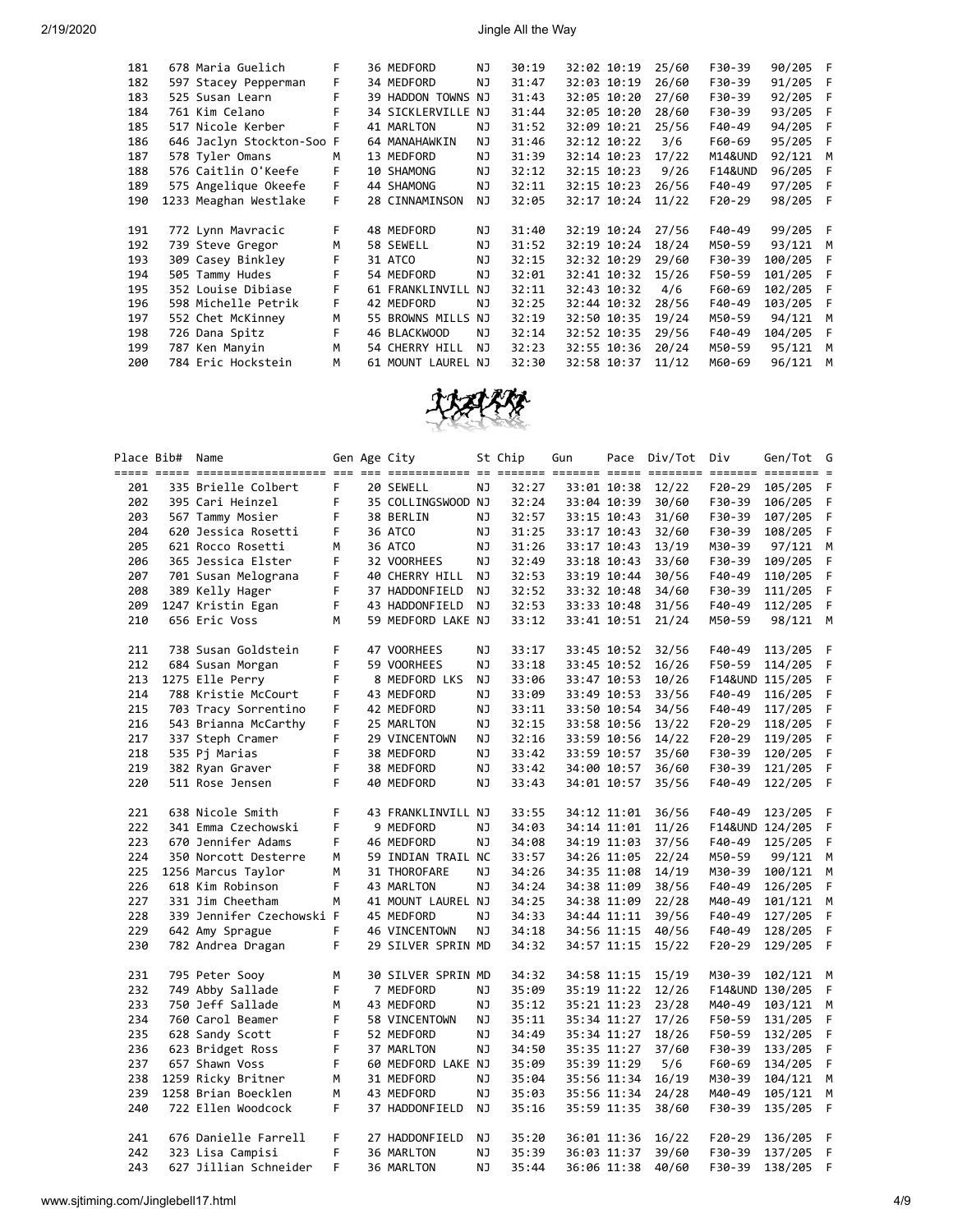| Place | Bib# | Name | Gen | Age | City | St | Chip | Gun | Pace | Div/Tot | Div | Gen/Tot | G |
|---|---|---|---|---|---|---|---|---|---|---|---|---|---|
| 181 | 678 | Maria Guelich | F | 36 | MEDFORD | NJ | 30:19 | 32:02 | 10:19 | 25/60 | F30-39 | 90/205 | F |
| 182 | 597 | Stacey Pepperman | F | 34 | MEDFORD | NJ | 31:47 | 32:03 | 10:19 | 26/60 | F30-39 | 91/205 | F |
| 183 | 525 | Susan Learn | F | 39 | HADDON TOWNS | NJ | 31:43 | 32:05 | 10:20 | 27/60 | F30-39 | 92/205 | F |
| 184 | 761 | Kim Celano | F | 34 | SICKLERVILLE | NJ | 31:44 | 32:05 | 10:20 | 28/60 | F30-39 | 93/205 | F |
| 185 | 517 | Nicole Kerber | F | 41 | MARLTON | NJ | 31:52 | 32:09 | 10:21 | 25/56 | F40-49 | 94/205 | F |
| 186 | 646 | Jaclyn Stockton-Soo | F | 64 | MANAHAWKIN | NJ | 31:46 | 32:12 | 10:22 | 3/6 | F60-69 | 95/205 | F |
| 187 | 578 | Tyler Omans | M | 13 | MEDFORD | NJ | 31:39 | 32:14 | 10:23 | 17/22 | M14&UND | 92/121 | M |
| 188 | 576 | Caitlin O'Keefe | F | 10 | SHAMONG | NJ | 32:12 | 32:15 | 10:23 | 9/26 | F14&UND | 96/205 | F |
| 189 | 575 | Angelique Okeefe | F | 44 | SHAMONG | NJ | 32:11 | 32:15 | 10:23 | 26/56 | F40-49 | 97/205 | F |
| 190 | 1233 | Meaghan Westlake | F | 28 | CINNAMINSON | NJ | 32:05 | 32:17 | 10:24 | 11/22 | F20-29 | 98/205 | F |
| 191 | 772 | Lynn Mavracic | F | 48 | MEDFORD | NJ | 31:40 | 32:19 | 10:24 | 27/56 | F40-49 | 99/205 | F |
| 192 | 739 | Steve Gregor | M | 58 | SEWELL | NJ | 31:52 | 32:19 | 10:24 | 18/24 | M50-59 | 93/121 | M |
| 193 | 309 | Casey Binkley | F | 31 | ATCO | NJ | 32:15 | 32:32 | 10:29 | 29/60 | F30-39 | 100/205 | F |
| 194 | 505 | Tammy Hudes | F | 54 | MEDFORD | NJ | 32:01 | 32:41 | 10:32 | 15/26 | F50-59 | 101/205 | F |
| 195 | 352 | Louise Dibiase | F | 61 | FRANKLINVILL | NJ | 32:11 | 32:43 | 10:32 | 4/6 | F60-69 | 102/205 | F |
| 196 | 598 | Michelle Petrik | F | 42 | MEDFORD | NJ | 32:25 | 32:44 | 10:32 | 28/56 | F40-49 | 103/205 | F |
| 197 | 552 | Chet McKinney | M | 55 | BROWNS MILLS | NJ | 32:19 | 32:50 | 10:35 | 19/24 | M50-59 | 94/121 | M |
| 198 | 726 | Dana Spitz | F | 46 | BLACKWOOD | NJ | 32:14 | 32:52 | 10:35 | 29/56 | F40-49 | 104/205 | F |
| 199 | 787 | Ken Manyin | M | 54 | CHERRY HILL | NJ | 32:23 | 32:55 | 10:36 | 20/24 | M50-59 | 95/121 | M |
| 200 | 784 | Eric Hockstein | M | 61 | MOUNT LAUREL | NJ | 32:30 | 32:58 | 10:37 | 11/12 | M60-69 | 96/121 | M |
| 201 | 335 | Brielle Colbert | F | 20 | SEWELL | NJ | 32:27 | 33:01 | 10:38 | 12/22 | F20-29 | 105/205 | F |
| 202 | 395 | Cari Heinzel | F | 35 | COLLINGSWOOD | NJ | 32:24 | 33:04 | 10:39 | 30/60 | F30-39 | 106/205 | F |
| 203 | 567 | Tammy Mosier | F | 38 | BERLIN | NJ | 32:57 | 33:15 | 10:43 | 31/60 | F30-39 | 107/205 | F |
| 204 | 620 | Jessica Rosetti | F | 36 | ATCO | NJ | 31:25 | 33:17 | 10:43 | 32/60 | F30-39 | 108/205 | F |
| 205 | 621 | Rocco Rosetti | M | 36 | ATCO | NJ | 31:26 | 33:17 | 10:43 | 13/19 | M30-39 | 97/121 | M |
| 206 | 365 | Jessica Elster | F | 32 | VOORHEES | NJ | 32:49 | 33:18 | 10:43 | 33/60 | F30-39 | 109/205 | F |
| 207 | 701 | Susan Melograna | F | 40 | CHERRY HILL | NJ | 32:53 | 33:19 | 10:44 | 30/56 | F40-49 | 110/205 | F |
| 208 | 389 | Kelly Hager | F | 37 | HADDONFIELD | NJ | 32:52 | 33:32 | 10:48 | 34/60 | F30-39 | 111/205 | F |
| 209 | 1247 | Kristin Egan | F | 43 | HADDONFIELD | NJ | 32:53 | 33:33 | 10:48 | 31/56 | F40-49 | 112/205 | F |
| 210 | 656 | Eric Voss | M | 59 | MEDFORD LAKE | NJ | 33:12 | 33:41 | 10:51 | 21/24 | M50-59 | 98/121 | M |
| 211 | 738 | Susan Goldstein | F | 47 | VOORHEES | NJ | 33:17 | 33:45 | 10:52 | 32/56 | F40-49 | 113/205 | F |
| 212 | 684 | Susan Morgan | F | 59 | VOORHEES | NJ | 33:18 | 33:45 | 10:52 | 16/26 | F50-59 | 114/205 | F |
| 213 | 1275 | Elle Perry | F | 8 | MEDFORD LKS | NJ | 33:06 | 33:47 | 10:53 | 10/26 | F14&UND | 115/205 | F |
| 214 | 788 | Kristie McCourt | F | 43 | MEDFORD | NJ | 33:09 | 33:49 | 10:53 | 33/56 | F40-49 | 116/205 | F |
| 215 | 703 | Tracy Sorrentino | F | 42 | MEDFORD | NJ | 33:11 | 33:50 | 10:54 | 34/56 | F40-49 | 117/205 | F |
| 216 | 543 | Brianna McCarthy | F | 25 | MARLTON | NJ | 32:15 | 33:58 | 10:56 | 13/22 | F20-29 | 118/205 | F |
| 217 | 337 | Steph Cramer | F | 29 | VINCENTOWN | NJ | 32:16 | 33:59 | 10:56 | 14/22 | F20-29 | 119/205 | F |
| 218 | 535 | Pj Marias | F | 38 | MEDFORD | NJ | 33:42 | 33:59 | 10:57 | 35/60 | F30-39 | 120/205 | F |
| 219 | 382 | Ryan Graver | F | 38 | MEDFORD | NJ | 33:42 | 34:00 | 10:57 | 36/60 | F30-39 | 121/205 | F |
| 220 | 511 | Rose Jensen | F | 40 | MEDFORD | NJ | 33:43 | 34:01 | 10:57 | 35/56 | F40-49 | 122/205 | F |
| 221 | 638 | Nicole Smith | F | 43 | FRANKLINVILL | NJ | 33:55 | 34:12 | 11:01 | 36/56 | F40-49 | 123/205 | F |
| 222 | 341 | Emma Czechowski | F | 9 | MEDFORD | NJ | 34:03 | 34:14 | 11:01 | 11/26 | F14&UND | 124/205 | F |
| 223 | 670 | Jennifer Adams | F | 46 | MEDFORD | NJ | 34:08 | 34:19 | 11:03 | 37/56 | F40-49 | 125/205 | F |
| 224 | 350 | Norcott Desterre | M | 59 | INDIAN TRAIL | NC | 33:57 | 34:26 | 11:05 | 22/24 | M50-59 | 99/121 | M |
| 225 | 1256 | Marcus Taylor | M | 31 | THOROFARE | NJ | 34:26 | 34:35 | 11:08 | 14/19 | M30-39 | 100/121 | M |
| 226 | 618 | Kim Robinson | F | 43 | MARLTON | NJ | 34:24 | 34:38 | 11:09 | 38/56 | F40-49 | 126/205 | F |
| 227 | 331 | Jim Cheetham | M | 41 | MOUNT LAUREL | NJ | 34:25 | 34:38 | 11:09 | 22/28 | M40-49 | 101/121 | M |
| 228 | 339 | Jennifer Czechowski | F | 45 | MEDFORD | NJ | 34:33 | 34:44 | 11:11 | 39/56 | F40-49 | 127/205 | F |
| 229 | 642 | Amy Sprague | F | 46 | VINCENTOWN | NJ | 34:18 | 34:56 | 11:15 | 40/56 | F40-49 | 128/205 | F |
| 230 | 782 | Andrea Dragan | F | 29 | SILVER SPRIN | MD | 34:32 | 34:57 | 11:15 | 15/22 | F20-29 | 129/205 | F |
| 231 | 795 | Peter Sooy | M | 30 | SILVER SPRIN | MD | 34:32 | 34:58 | 11:15 | 15/19 | M30-39 | 102/121 | M |
| 232 | 749 | Abby Sallade | F | 7 | MEDFORD | NJ | 35:09 | 35:19 | 11:22 | 12/26 | F14&UND | 130/205 | F |
| 233 | 750 | Jeff Sallade | M | 43 | MEDFORD | NJ | 35:12 | 35:21 | 11:23 | 23/28 | M40-49 | 103/121 | M |
| 234 | 760 | Carol Beamer | F | 58 | VINCENTOWN | NJ | 35:11 | 35:34 | 11:27 | 17/26 | F50-59 | 131/205 | F |
| 235 | 628 | Sandy Scott | F | 52 | MEDFORD | NJ | 34:49 | 35:34 | 11:27 | 18/26 | F50-59 | 132/205 | F |
| 236 | 623 | Bridget Ross | F | 37 | MARLTON | NJ | 34:50 | 35:35 | 11:27 | 37/60 | F30-39 | 133/205 | F |
| 237 | 657 | Shawn Voss | F | 60 | MEDFORD LAKE | NJ | 35:09 | 35:39 | 11:29 | 5/6 | F60-69 | 134/205 | F |
| 238 | 1259 | Ricky Britner | M | 31 | MEDFORD | NJ | 35:04 | 35:56 | 11:34 | 16/19 | M30-39 | 104/121 | M |
| 239 | 1258 | Brian Boecklen | M | 43 | MEDFORD | NJ | 35:03 | 35:56 | 11:34 | 24/28 | M40-49 | 105/121 | M |
| 240 | 722 | Ellen Woodcock | F | 37 | HADDONFIELD | NJ | 35:16 | 35:59 | 11:35 | 38/60 | F30-39 | 135/205 | F |
| 241 | 676 | Danielle Farrell | F | 27 | HADDONFIELD | NJ | 35:20 | 36:01 | 11:36 | 16/22 | F20-29 | 136/205 | F |
| 242 | 323 | Lisa Campisi | F | 36 | MARLTON | NJ | 35:39 | 36:03 | 11:37 | 39/60 | F30-39 | 137/205 | F |
| 243 | 627 | Jillian Schneider | F | 36 | MARLTON | NJ | 35:44 | 36:06 | 11:38 | 40/60 | F30-39 | 138/205 | F |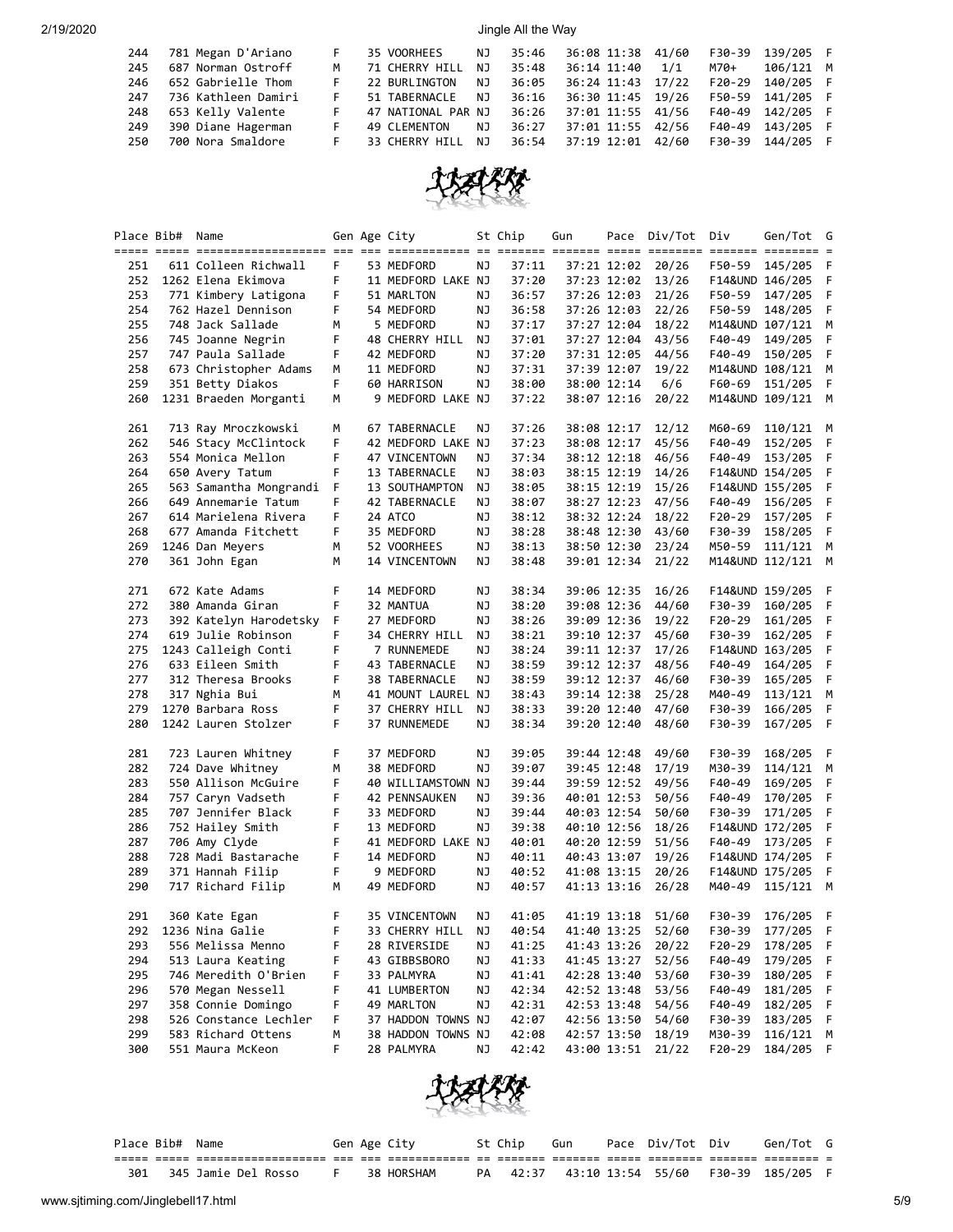| Place | Bib# | Name | Gen | Age | City | St | Chip | Gun | Pace | Div/Tot | Div | Gen/Tot | G |
|---|---|---|---|---|---|---|---|---|---|---|---|---|---|
| 244 | 781 | Megan D'Ariano | F | 35 | VOORHEES | NJ | 35:46 | 36:08 | 11:38 | 41/60 | F30-39 | 139/205 | F |
| 245 | 687 | Norman Ostroff | M | 71 | CHERRY HILL | NJ | 35:48 | 36:14 | 11:40 | 1/1 | M70+ | 106/121 | M |
| 246 | 652 | Gabrielle Thom | F | 22 | BURLINGTON | NJ | 36:05 | 36:24 | 11:43 | 17/22 | F20-29 | 140/205 | F |
| 247 | 736 | Kathleen Damiri | F | 51 | TABERNACLE | NJ | 36:16 | 36:30 | 11:45 | 19/26 | F50-59 | 141/205 | F |
| 248 | 653 | Kelly Valente | F | 47 | NATIONAL PAR | NJ | 36:26 | 37:01 | 11:55 | 41/56 | F40-49 | 142/205 | F |
| 249 | 390 | Diane Hagerman | F | 49 | CLEMENTON | NJ | 36:27 | 37:01 | 11:55 | 42/56 | F40-49 | 143/205 | F |
| 250 | 700 | Nora Smaldore | F | 33 | CHERRY HILL | NJ | 36:54 | 37:19 | 12:01 | 42/60 | F30-39 | 144/205 | F |

| Place | Bib# | Name | Gen | Age | City | St | Chip | Gun | Pace | Div/Tot | Div | Gen/Tot | G |
|---|---|---|---|---|---|---|---|---|---|---|---|---|---|
| 251 | 611 | Colleen Richwall | F | 53 | MEDFORD | NJ | 37:11 | 37:21 | 12:02 | 20/26 | F50-59 | 145/205 | F |
| 252 | 1262 | Elena Ekimova | F | 11 | MEDFORD LAKE | NJ | 37:20 | 37:23 | 12:02 | 13/26 | F14&UND | 146/205 | F |
| 253 | 771 | Kimbery Latigona | F | 51 | MARLTON | NJ | 36:57 | 37:26 | 12:03 | 21/26 | F50-59 | 147/205 | F |
| 254 | 762 | Hazel Dennison | F | 54 | MEDFORD | NJ | 36:58 | 37:26 | 12:03 | 22/26 | F50-59 | 148/205 | F |
| 255 | 748 | Jack Sallade | M | 5 | MEDFORD | NJ | 37:17 | 37:27 | 12:04 | 18/22 | M14&UND | 107/121 | M |
| 256 | 745 | Joanne Negrin | F | 48 | CHERRY HILL | NJ | 37:01 | 37:27 | 12:04 | 43/56 | F40-49 | 149/205 | F |
| 257 | 747 | Paula Sallade | F | 42 | MEDFORD | NJ | 37:20 | 37:31 | 12:05 | 44/56 | F40-49 | 150/205 | F |
| 258 | 673 | Christopher Adams | M | 11 | MEDFORD | NJ | 37:31 | 37:39 | 12:07 | 19/22 | M14&UND | 108/121 | M |
| 259 | 351 | Betty Diakos | F | 60 | HARRISON | NJ | 38:00 | 38:00 | 12:14 | 6/6 | F60-69 | 151/205 | F |
| 260 | 1231 | Braeden Morganti | M | 9 | MEDFORD LAKE | NJ | 37:22 | 38:07 | 12:16 | 20/22 | M14&UND | 109/121 | M |
| 261 | 713 | Ray Mroczkowski | M | 67 | TABERNACLE | NJ | 37:26 | 38:08 | 12:17 | 12/12 | M60-69 | 110/121 | M |
| 262 | 546 | Stacy McClintock | F | 42 | MEDFORD LAKE | NJ | 37:23 | 38:08 | 12:17 | 45/56 | F40-49 | 152/205 | F |
| 263 | 554 | Monica Mellon | F | 47 | VINCENTOWN | NJ | 37:34 | 38:12 | 12:18 | 46/56 | F40-49 | 153/205 | F |
| 264 | 650 | Avery Tatum | F | 13 | TABERNACLE | NJ | 38:03 | 38:15 | 12:19 | 14/26 | F14&UND | 154/205 | F |
| 265 | 563 | Samantha Mongrandi | F | 13 | SOUTHAMPTON | NJ | 38:05 | 38:15 | 12:19 | 15/26 | F14&UND | 155/205 | F |
| 266 | 649 | Annemarie Tatum | F | 42 | TABERNACLE | NJ | 38:07 | 38:27 | 12:23 | 47/56 | F40-49 | 156/205 | F |
| 267 | 614 | Marielena Rivera | F | 24 | ATCO | NJ | 38:12 | 38:32 | 12:24 | 18/22 | F20-29 | 157/205 | F |
| 268 | 677 | Amanda Fitchett | F | 35 | MEDFORD | NJ | 38:28 | 38:48 | 12:30 | 43/60 | F30-39 | 158/205 | F |
| 269 | 1246 | Dan Meyers | M | 52 | VOORHEES | NJ | 38:13 | 38:50 | 12:30 | 23/24 | M50-59 | 111/121 | M |
| 270 | 361 | John Egan | M | 14 | VINCENTOWN | NJ | 38:48 | 39:01 | 12:34 | 21/22 | M14&UND | 112/121 | M |
| 271 | 672 | Kate Adams | F | 14 | MEDFORD | NJ | 38:34 | 39:06 | 12:35 | 16/26 | F14&UND | 159/205 | F |
| 272 | 380 | Amanda Giran | F | 32 | MANTUA | NJ | 38:20 | 39:08 | 12:36 | 44/60 | F30-39 | 160/205 | F |
| 273 | 392 | Katelyn Harodetsky | F | 27 | MEDFORD | NJ | 38:26 | 39:09 | 12:36 | 19/22 | F20-29 | 161/205 | F |
| 274 | 619 | Julie Robinson | F | 34 | CHERRY HILL | NJ | 38:21 | 39:10 | 12:37 | 45/60 | F30-39 | 162/205 | F |
| 275 | 1243 | Calleigh Conti | F | 7 | RUNNEMEDE | NJ | 38:24 | 39:11 | 12:37 | 17/26 | F14&UND | 163/205 | F |
| 276 | 633 | Eileen Smith | F | 43 | TABERNACLE | NJ | 38:59 | 39:12 | 12:37 | 48/56 | F40-49 | 164/205 | F |
| 277 | 312 | Theresa Brooks | F | 38 | TABERNACLE | NJ | 38:59 | 39:12 | 12:37 | 46/60 | F30-39 | 165/205 | F |
| 278 | 317 | Nghia Bui | M | 41 | MOUNT LAUREL | NJ | 38:43 | 39:14 | 12:38 | 25/28 | M40-49 | 113/121 | M |
| 279 | 1270 | Barbara Ross | F | 37 | CHERRY HILL | NJ | 38:33 | 39:20 | 12:40 | 47/60 | F30-39 | 166/205 | F |
| 280 | 1242 | Lauren Stolzer | F | 37 | RUNNEMEDE | NJ | 38:34 | 39:20 | 12:40 | 48/60 | F30-39 | 167/205 | F |
| 281 | 723 | Lauren Whitney | F | 37 | MEDFORD | NJ | 39:05 | 39:44 | 12:48 | 49/60 | F30-39 | 168/205 | F |
| 282 | 724 | Dave Whitney | M | 38 | MEDFORD | NJ | 39:07 | 39:45 | 12:48 | 17/19 | M30-39 | 114/121 | M |
| 283 | 550 | Allison McGuire | F | 40 | WILLIAMSTOWN | NJ | 39:44 | 39:59 | 12:52 | 49/56 | F40-49 | 169/205 | F |
| 284 | 757 | Caryn Vadseth | F | 42 | PENNSAUKEN | NJ | 39:36 | 40:01 | 12:53 | 50/56 | F40-49 | 170/205 | F |
| 285 | 707 | Jennifer Black | F | 33 | MEDFORD | NJ | 39:44 | 40:03 | 12:54 | 50/60 | F30-39 | 171/205 | F |
| 286 | 752 | Hailey Smith | F | 13 | MEDFORD | NJ | 39:38 | 40:10 | 12:56 | 18/26 | F14&UND | 172/205 | F |
| 287 | 706 | Amy Clyde | F | 41 | MEDFORD LAKE | NJ | 40:01 | 40:20 | 12:59 | 51/56 | F40-49 | 173/205 | F |
| 288 | 728 | Madi Bastarache | F | 14 | MEDFORD | NJ | 40:11 | 40:43 | 13:07 | 19/26 | F14&UND | 174/205 | F |
| 289 | 371 | Hannah Filip | F | 9 | MEDFORD | NJ | 40:52 | 41:08 | 13:15 | 20/26 | F14&UND | 175/205 | F |
| 290 | 717 | Richard Filip | M | 49 | MEDFORD | NJ | 40:57 | 41:13 | 13:16 | 26/28 | M40-49 | 115/121 | M |
| 291 | 360 | Kate Egan | F | 35 | VINCENTOWN | NJ | 41:05 | 41:19 | 13:18 | 51/60 | F30-39 | 176/205 | F |
| 292 | 1236 | Nina Galie | F | 33 | CHERRY HILL | NJ | 40:54 | 41:40 | 13:25 | 52/60 | F30-39 | 177/205 | F |
| 293 | 556 | Melissa Menno | F | 28 | RIVERSIDE | NJ | 41:25 | 41:43 | 13:26 | 20/22 | F20-29 | 178/205 | F |
| 294 | 513 | Laura Keating | F | 43 | GIBBSBORO | NJ | 41:33 | 41:45 | 13:27 | 52/56 | F40-49 | 179/205 | F |
| 295 | 746 | Meredith O'Brien | F | 33 | PALMYRA | NJ | 41:41 | 42:28 | 13:40 | 53/60 | F30-39 | 180/205 | F |
| 296 | 570 | Megan Nessell | F | 41 | LUMBERTON | NJ | 42:34 | 42:52 | 13:48 | 53/56 | F40-49 | 181/205 | F |
| 297 | 358 | Connie Domingo | F | 49 | MARLTON | NJ | 42:31 | 42:53 | 13:48 | 54/56 | F40-49 | 182/205 | F |
| 298 | 526 | Constance Lechler | F | 37 | HADDON TOWNS | NJ | 42:07 | 42:56 | 13:50 | 54/60 | F30-39 | 183/205 | F |
| 299 | 583 | Richard Ottens | M | 38 | HADDON TOWNS | NJ | 42:08 | 42:57 | 13:50 | 18/19 | M30-39 | 116/121 | M |
| 300 | 551 | Maura McKeon | F | 28 | PALMYRA | NJ | 42:42 | 43:00 | 13:51 | 21/22 | F20-29 | 184/205 | F |

| Place | Bib# | Name | Gen | Age | City | St | Chip | Gun | Pace | Div/Tot | Div | Gen/Tot | G |
|---|---|---|---|---|---|---|---|---|---|---|---|---|---|
| 301 | 345 | Jamie Del Rosso | F | 38 | HORSHAM | PA | 42:37 | 43:10 | 13:54 | 55/60 | F30-39 | 185/205 | F |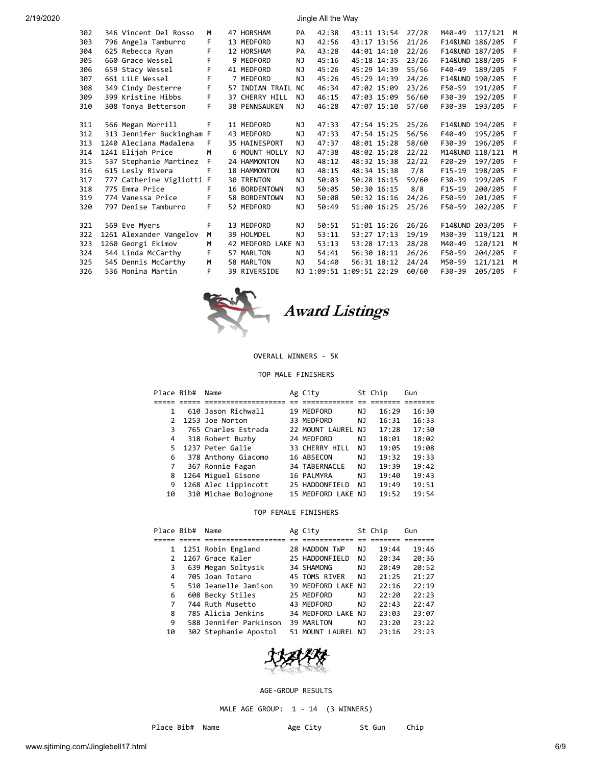| | | | | | | | | | | | | | |
|---|---|---|---|---|---|---|---|---|---|---|---|---|---|
| 302 | 346 | Vincent Del Rosso | M | 47 | HORSHAM | PA | 42:38 | 43:11 | 13:54 | 27/28 | M40-49 | 117/121 | M |
| 303 | 796 | Angela Tamburro | F | 13 | MEDFORD | NJ | 42:56 | 43:17 | 13:56 | 21/26 | F14&UND | 186/205 | F |
| 304 | 625 | Rebecca Ryan | F | 12 | HORSHAM | PA | 43:28 | 44:01 | 14:10 | 22/26 | F14&UND | 187/205 | F |
| 305 | 660 | Grace Wessel | F | 9 | MEDFORD | NJ | 45:16 | 45:18 | 14:35 | 23/26 | F14&UND | 188/205 | F |
| 306 | 659 | Stacy Wessel | F | 41 | MEDFORD | NJ | 45:26 | 45:29 | 14:39 | 55/56 | F40-49 | 189/205 | F |
| 307 | 661 | LiLE Wessel | F | 7 | MEDFORD | NJ | 45:26 | 45:29 | 14:39 | 24/26 | F14&UND | 190/205 | F |
| 308 | 349 | Cindy Desterre | F | 57 | INDIAN TRAIL | NC | 46:34 | 47:02 | 15:09 | 23/26 | F50-59 | 191/205 | F |
| 309 | 399 | Kristine Hibbs | F | 37 | CHERRY HILL | NJ | 46:15 | 47:03 | 15:09 | 56/60 | F30-39 | 192/205 | F |
| 310 | 308 | Tonya Betterson | F | 38 | PENNSAUKEN | NJ | 46:28 | 47:07 | 15:10 | 57/60 | F30-39 | 193/205 | F |
| 311 | 566 | Megan Morrill | F | 11 | MEDFORD | NJ | 47:33 | 47:54 | 15:25 | 25/26 | F14&UND | 194/205 | F |
| 312 | 313 | Jennifer Buckingham | F | 43 | MEDFORD | NJ | 47:33 | 47:54 | 15:25 | 56/56 | F40-49 | 195/205 | F |
| 313 | 1240 | Aleciana Madalena | F | 35 | HAINESPORT | NJ | 47:37 | 48:01 | 15:28 | 58/60 | F30-39 | 196/205 | F |
| 314 | 1241 | Elijah Price | M | 6 | MOUNT HOLLY | NJ | 47:38 | 48:02 | 15:28 | 22/22 | M14&UND | 118/121 | M |
| 315 | 537 | Stephanie Martinez | F | 24 | HAMMONTON | NJ | 48:12 | 48:32 | 15:38 | 22/22 | F20-29 | 197/205 | F |
| 316 | 615 | Lesly Rivera | F | 18 | HAMMONTON | NJ | 48:15 | 48:34 | 15:38 | 7/8 | F15-19 | 198/205 | F |
| 317 | 777 | Catherine Vigliotti | F | 30 | TRENTON | NJ | 50:03 | 50:28 | 16:15 | 59/60 | F30-39 | 199/205 | F |
| 318 | 775 | Emma Price | F | 16 | BORDENTOWN | NJ | 50:05 | 50:30 | 16:15 | 8/8 | F15-19 | 200/205 | F |
| 319 | 774 | Vanessa Price | F | 58 | BORDENTOWN | NJ | 50:08 | 50:32 | 16:16 | 24/26 | F50-59 | 201/205 | F |
| 320 | 797 | Denise Tamburro | F | 52 | MEDFORD | NJ | 50:49 | 51:00 | 16:25 | 25/26 | F50-59 | 202/205 | F |
| 321 | 569 | Eve Myers | F | 13 | MEDFORD | NJ | 50:51 | 51:01 | 16:26 | 26/26 | F14&UND | 203/205 | F |
| 322 | 1261 | Alexander Vangelov | M | 39 | HOLMDEL | NJ | 53:11 | 53:27 | 17:13 | 19/19 | M30-39 | 119/121 | M |
| 323 | 1260 | Georgi Ekimov | M | 42 | MEDFORD LAKE | NJ | 53:13 | 53:28 | 17:13 | 28/28 | M40-49 | 120/121 | M |
| 324 | 544 | Linda McCarthy | F | 57 | MARLTON | NJ | 54:41 | 56:30 | 18:11 | 26/26 | F50-59 | 204/205 | F |
| 325 | 545 | Dennis McCarthy | M | 58 | MARLTON | NJ | 54:40 | 56:31 | 18:12 | 24/24 | M50-59 | 121/121 | M |
| 326 | 536 | Monina Martin | F | 39 | RIVERSIDE | NJ | 1:09:51 | 1:09:51 | 22:29 | 60/60 | F30-39 | 205/205 | F |

# Award Listings

OVERALL WINNERS - 5K

TOP MALE FINISHERS

| Place | Bib# | Name | Ag | City | St | Chip | Gun |
|---|---|---|---|---|---|---|---|
| 1 | 610 | Jason Richwall | 19 | MEDFORD | NJ | 16:29 | 16:30 |
| 2 | 1253 | Joe Norton | 33 | MEDFORD | NJ | 16:31 | 16:33 |
| 3 | 765 | Charles Estrada | 22 | MOUNT LAUREL | NJ | 17:28 | 17:30 |
| 4 | 318 | Robert Buzby | 24 | MEDFORD | NJ | 18:01 | 18:02 |
| 5 | 1237 | Peter Galie | 33 | CHERRY HILL | NJ | 19:05 | 19:08 |
| 6 | 378 | Anthony Giacomo | 16 | ABSECON | NJ | 19:32 | 19:33 |
| 7 | 367 | Ronnie Fagan | 34 | TABERNACLE | NJ | 19:39 | 19:42 |
| 8 | 1264 | Miguel Gisone | 16 | PALMYRA | NJ | 19:40 | 19:43 |
| 9 | 1268 | Alec Lippincott | 25 | HADDONFIELD | NJ | 19:49 | 19:51 |
| 10 | 310 | Michae Bolognone | 15 | MEDFORD LAKE | NJ | 19:52 | 19:54 |

TOP FEMALE FINISHERS

| Place | Bib# | Name | Ag | City | St | Chip | Gun |
|---|---|---|---|---|---|---|---|
| 1 | 1251 | Robin England | 28 | HADDON TWP | NJ | 19:44 | 19:46 |
| 2 | 1267 | Grace Kaler | 25 | HADDONFIELD | NJ | 20:34 | 20:36 |
| 3 | 639 | Megan Soltysik | 34 | SHAMONG | NJ | 20:49 | 20:52 |
| 4 | 705 | Joan Totaro | 45 | TOMS RIVER | NJ | 21:25 | 21:27 |
| 5 | 510 | Jeanelle Jamison | 39 | MEDFORD LAKE | NJ | 22:16 | 22:19 |
| 6 | 608 | Becky Stiles | 25 | MEDFORD | NJ | 22:20 | 22:23 |
| 7 | 744 | Ruth Musetto | 43 | MEDFORD | NJ | 22:43 | 22:47 |
| 8 | 785 | Alicia Jenkins | 34 | MEDFORD LAKE | NJ | 23:03 | 23:07 |
| 9 | 588 | Jennifer Parkinson | 39 | MARLTON | NJ | 23:20 | 23:22 |
| 10 | 302 | Stephanie Apostol | 51 | MOUNT LAUREL | NJ | 23:16 | 23:23 |

AGE-GROUP RESULTS

MALE AGE GROUP: 1 - 14 (3 WINNERS)

| Place | Bib# | Name | Age | City | St | Gun | Chip |
|---|---|---|---|---|---|---|---|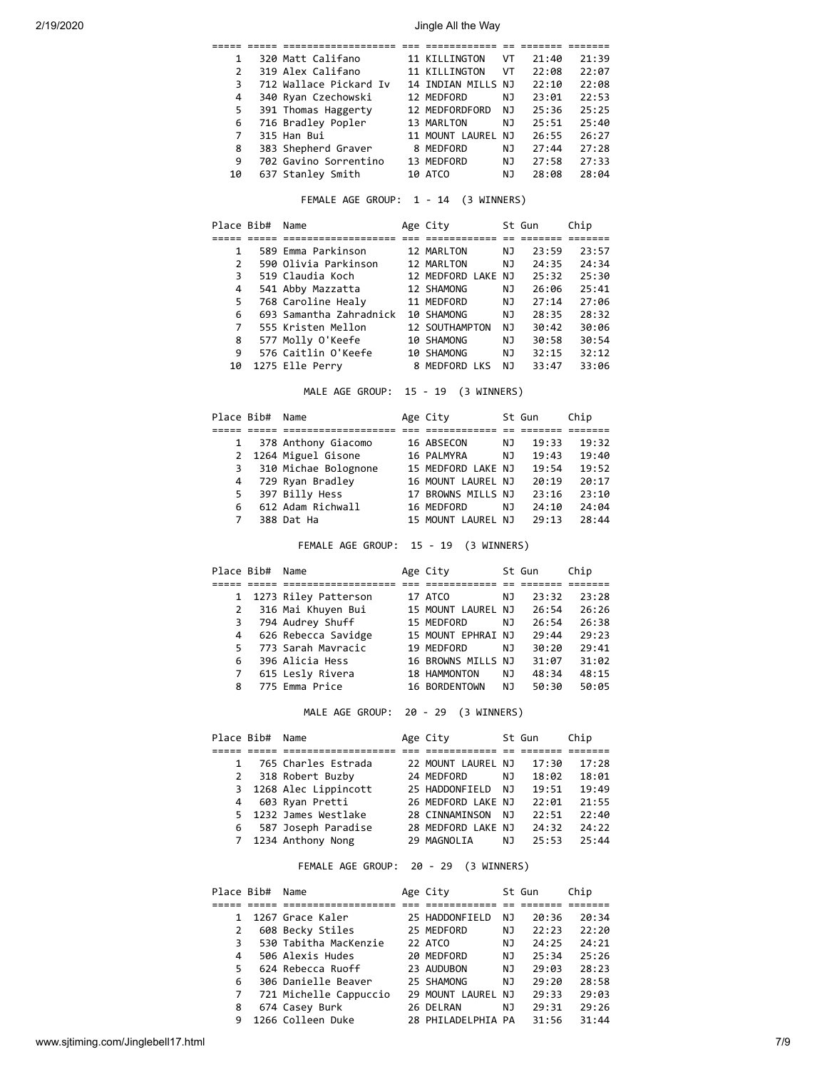| Place | Bib# | Name | Age | City | St | Gun | Chip |
|---|---|---|---|---|---|---|---|
| 1 | 320 | Matt Califano | 11 | KILLINGTON | VT | 21:40 | 21:39 |
| 2 | 319 | Alex Califano | 11 | KILLINGTON | VT | 22:08 | 22:07 |
| 3 | 712 | Wallace Pickard Iv | 14 | INDIAN MILLS | NJ | 22:10 | 22:08 |
| 4 | 340 | Ryan Czechowski | 12 | MEDFORD | NJ | 23:01 | 22:53 |
| 5 | 391 | Thomas Haggerty | 12 | MEDFORDFORD | NJ | 25:36 | 25:25 |
| 6 | 716 | Bradley Popler | 13 | MARLTON | NJ | 25:51 | 25:40 |
| 7 | 315 | Han Bui | 11 | MOUNT LAUREL | NJ | 26:55 | 26:27 |
| 8 | 383 | Shepherd Graver | 8 | MEDFORD | NJ | 27:44 | 27:28 |
| 9 | 702 | Gavino Sorrentino | 13 | MEDFORD | NJ | 27:58 | 27:33 |
| 10 | 637 | Stanley Smith | 10 | ATCO | NJ | 28:08 | 28:04 |

FEMALE AGE GROUP: 1 - 14 (3 WINNERS)

| Place | Bib# | Name | Age | City | St | Gun | Chip |
|---|---|---|---|---|---|---|---|
| 1 | 589 | Emma Parkinson | 12 | MARLTON | NJ | 23:59 | 23:57 |
| 2 | 590 | Olivia Parkinson | 12 | MARLTON | NJ | 24:35 | 24:34 |
| 3 | 519 | Claudia Koch | 12 | MEDFORD LAKE | NJ | 25:32 | 25:30 |
| 4 | 541 | Abby Mazzatta | 12 | SHAMONG | NJ | 26:06 | 25:41 |
| 5 | 768 | Caroline Healy | 11 | MEDFORD | NJ | 27:14 | 27:06 |
| 6 | 693 | Samantha Zahradnick | 10 | SHAMONG | NJ | 28:35 | 28:32 |
| 7 | 555 | Kristen Mellon | 12 | SOUTHAMPTON | NJ | 30:42 | 30:06 |
| 8 | 577 | Molly O'Keefe | 10 | SHAMONG | NJ | 30:58 | 30:54 |
| 9 | 576 | Caitlin O'Keefe | 10 | SHAMONG | NJ | 32:15 | 32:12 |
| 10 | 1275 | Elle Perry | 8 | MEDFORD LKS | NJ | 33:47 | 33:06 |

MALE AGE GROUP: 15 - 19 (3 WINNERS)

| Place | Bib# | Name | Age | City | St | Gun | Chip |
|---|---|---|---|---|---|---|---|
| 1 | 378 | Anthony Giacomo | 16 | ABSECON | NJ | 19:33 | 19:32 |
| 2 | 1264 | Miguel Gisone | 16 | PALMYRA | NJ | 19:43 | 19:40 |
| 3 | 310 | Michae Bolognone | 15 | MEDFORD LAKE | NJ | 19:54 | 19:52 |
| 4 | 729 | Ryan Bradley | 16 | MOUNT LAUREL | NJ | 20:19 | 20:17 |
| 5 | 397 | Billy Hess | 17 | BROWNS MILLS | NJ | 23:16 | 23:10 |
| 6 | 612 | Adam Richwall | 16 | MEDFORD | NJ | 24:10 | 24:04 |
| 7 | 388 | Dat Ha | 15 | MOUNT LAUREL | NJ | 29:13 | 28:44 |

FEMALE AGE GROUP: 15 - 19 (3 WINNERS)

| Place | Bib# | Name | Age | City | St | Gun | Chip |
|---|---|---|---|---|---|---|---|
| 1 | 1273 | Riley Patterson | 17 | ATCO | NJ | 23:32 | 23:28 |
| 2 | 316 | Mai Khuyen Bui | 15 | MOUNT LAUREL | NJ | 26:54 | 26:26 |
| 3 | 794 | Audrey Shuff | 15 | MEDFORD | NJ | 26:54 | 26:38 |
| 4 | 626 | Rebecca Savidge | 15 | MOUNT EPHRAI | NJ | 29:44 | 29:23 |
| 5 | 773 | Sarah Mavracic | 19 | MEDFORD | NJ | 30:20 | 29:41 |
| 6 | 396 | Alicia Hess | 16 | BROWNS MILLS | NJ | 31:07 | 31:02 |
| 7 | 615 | Lesly Rivera | 18 | HAMMONTON | NJ | 48:34 | 48:15 |
| 8 | 775 | Emma Price | 16 | BORDENTOWN | NJ | 50:30 | 50:05 |

MALE AGE GROUP: 20 - 29 (3 WINNERS)

| Place | Bib# | Name | Age | City | St | Gun | Chip |
|---|---|---|---|---|---|---|---|
| 1 | 765 | Charles Estrada | 22 | MOUNT LAUREL | NJ | 17:30 | 17:28 |
| 2 | 318 | Robert Buzby | 24 | MEDFORD | NJ | 18:02 | 18:01 |
| 3 | 1268 | Alec Lippincott | 25 | HADDONFIELD | NJ | 19:51 | 19:49 |
| 4 | 603 | Ryan Pretti | 26 | MEDFORD LAKE | NJ | 22:01 | 21:55 |
| 5 | 1232 | James Westlake | 28 | CINNAMINSON | NJ | 22:51 | 22:40 |
| 6 | 587 | Joseph Paradise | 28 | MEDFORD LAKE | NJ | 24:32 | 24:22 |
| 7 | 1234 | Anthony Nong | 29 | MAGNOLIA | NJ | 25:53 | 25:44 |

FEMALE AGE GROUP: 20 - 29 (3 WINNERS)

| Place | Bib# | Name | Age | City | St | Gun | Chip |
|---|---|---|---|---|---|---|---|
| 1 | 1267 | Grace Kaler | 25 | HADDONFIELD | NJ | 20:36 | 20:34 |
| 2 | 608 | Becky Stiles | 25 | MEDFORD | NJ | 22:23 | 22:20 |
| 3 | 530 | Tabitha MacKenzie | 22 | ATCO | NJ | 24:25 | 24:21 |
| 4 | 506 | Alexis Hudes | 20 | MEDFORD | NJ | 25:34 | 25:26 |
| 5 | 624 | Rebecca Ruoff | 23 | AUDUBON | NJ | 29:03 | 28:23 |
| 6 | 306 | Danielle Beaver | 25 | SHAMONG | NJ | 29:20 | 28:58 |
| 7 | 721 | Michelle Cappuccio | 29 | MOUNT LAUREL | NJ | 29:33 | 29:03 |
| 8 | 674 | Casey Burk | 26 | DELRAN | NJ | 29:31 | 29:26 |
| 9 | 1266 | Colleen Duke | 28 | PHILADELPHIA | PA | 31:56 | 31:44 |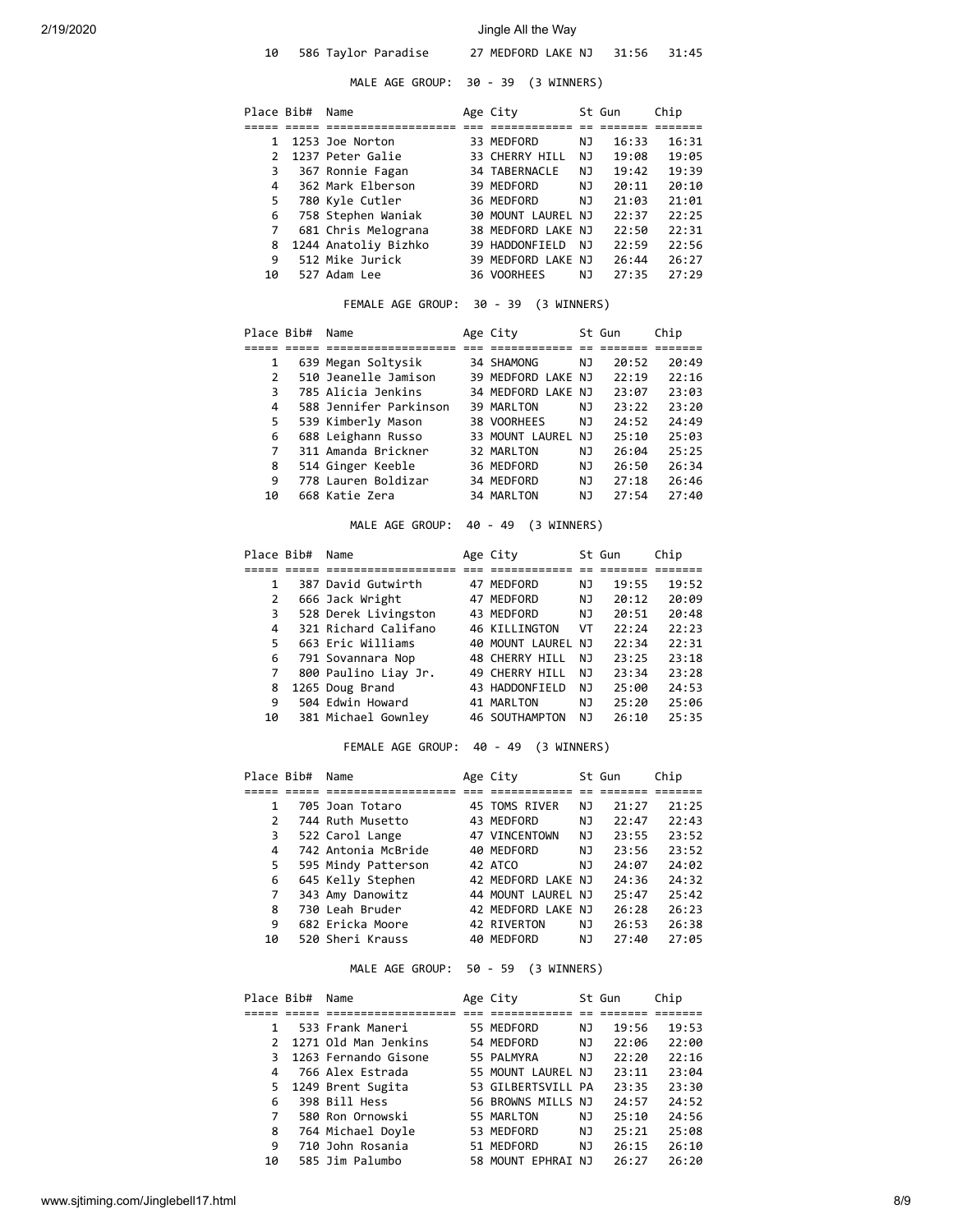| | | | | | | | |
|---|---|---|---|---|---|---|---|
| 10 | 586 | Taylor Paradise | 27 | MEDFORD LAKE | NJ | 31:56 | 31:45 |

MALE AGE GROUP: 30 - 39 (3 WINNERS)

| Place | Bib# | Name | Age | City | St | Gun | Chip |
|---|---|---|---|---|---|---|---|
| 1 | 1253 | Joe Norton | 33 | MEDFORD | NJ | 16:33 | 16:31 |
| 2 | 1237 | Peter Galie | 33 | CHERRY HILL | NJ | 19:08 | 19:05 |
| 3 | 367 | Ronnie Fagan | 34 | TABERNACLE | NJ | 19:42 | 19:39 |
| 4 | 362 | Mark Elberson | 39 | MEDFORD | NJ | 20:11 | 20:10 |
| 5 | 780 | Kyle Cutler | 36 | MEDFORD | NJ | 21:03 | 21:01 |
| 6 | 758 | Stephen Waniak | 30 | MOUNT LAUREL | NJ | 22:37 | 22:25 |
| 7 | 681 | Chris Melograna | 38 | MEDFORD LAKE | NJ | 22:50 | 22:31 |
| 8 | 1244 | Anatoliy Bizhko | 39 | HADDONFIELD | NJ | 22:59 | 22:56 |
| 9 | 512 | Mike Jurick | 39 | MEDFORD LAKE | NJ | 26:44 | 26:27 |
| 10 | 527 | Adam Lee | 36 | VOORHEES | NJ | 27:35 | 27:29 |

FEMALE AGE GROUP: 30 - 39 (3 WINNERS)

| Place | Bib# | Name | Age | City | St | Gun | Chip |
|---|---|---|---|---|---|---|---|
| 1 | 639 | Megan Soltysik | 34 | SHAMONG | NJ | 20:52 | 20:49 |
| 2 | 510 | Jeanelle Jamison | 39 | MEDFORD LAKE | NJ | 22:19 | 22:16 |
| 3 | 785 | Alicia Jenkins | 34 | MEDFORD LAKE | NJ | 23:07 | 23:03 |
| 4 | 588 | Jennifer Parkinson | 39 | MARLTON | NJ | 23:22 | 23:20 |
| 5 | 539 | Kimberly Mason | 38 | VOORHEES | NJ | 24:52 | 24:49 |
| 6 | 688 | Leighann Russo | 33 | MOUNT LAUREL | NJ | 25:10 | 25:03 |
| 7 | 311 | Amanda Brickner | 32 | MARLTON | NJ | 26:04 | 25:25 |
| 8 | 514 | Ginger Keeble | 36 | MEDFORD | NJ | 26:50 | 26:34 |
| 9 | 778 | Lauren Boldizar | 34 | MEDFORD | NJ | 27:18 | 26:46 |
| 10 | 668 | Katie Zera | 34 | MARLTON | NJ | 27:54 | 27:40 |

MALE AGE GROUP: 40 - 49 (3 WINNERS)

| Place | Bib# | Name | Age | City | St | Gun | Chip |
|---|---|---|---|---|---|---|---|
| 1 | 387 | David Gutwirth | 47 | MEDFORD | NJ | 19:55 | 19:52 |
| 2 | 666 | Jack Wright | 47 | MEDFORD | NJ | 20:12 | 20:09 |
| 3 | 528 | Derek Livingston | 43 | MEDFORD | NJ | 20:51 | 20:48 |
| 4 | 321 | Richard Califano | 46 | KILLINGTON | VT | 22:24 | 22:23 |
| 5 | 663 | Eric Williams | 40 | MOUNT LAUREL | NJ | 22:34 | 22:31 |
| 6 | 791 | Sovannara Nop | 48 | CHERRY HILL | NJ | 23:25 | 23:18 |
| 7 | 800 | Paulino Liay Jr. | 49 | CHERRY HILL | NJ | 23:34 | 23:28 |
| 8 | 1265 | Doug Brand | 43 | HADDONFIELD | NJ | 25:00 | 24:53 |
| 9 | 504 | Edwin Howard | 41 | MARLTON | NJ | 25:20 | 25:06 |
| 10 | 381 | Michael Gownley | 46 | SOUTHAMPTON | NJ | 26:10 | 25:35 |

FEMALE AGE GROUP: 40 - 49 (3 WINNERS)

| Place | Bib# | Name | Age | City | St | Gun | Chip |
|---|---|---|---|---|---|---|---|
| 1 | 705 | Joan Totaro | 45 | TOMS RIVER | NJ | 21:27 | 21:25 |
| 2 | 744 | Ruth Musetto | 43 | MEDFORD | NJ | 22:47 | 22:43 |
| 3 | 522 | Carol Lange | 47 | VINCENTOWN | NJ | 23:55 | 23:52 |
| 4 | 742 | Antonia McBride | 40 | MEDFORD | NJ | 23:56 | 23:52 |
| 5 | 595 | Mindy Patterson | 42 | ATCO | NJ | 24:07 | 24:02 |
| 6 | 645 | Kelly Stephen | 42 | MEDFORD LAKE | NJ | 24:36 | 24:32 |
| 7 | 343 | Amy Danowitz | 44 | MOUNT LAUREL | NJ | 25:47 | 25:42 |
| 8 | 730 | Leah Bruder | 42 | MEDFORD LAKE | NJ | 26:28 | 26:23 |
| 9 | 682 | Ericka Moore | 42 | RIVERTON | NJ | 26:53 | 26:38 |
| 10 | 520 | Sheri Krauss | 40 | MEDFORD | NJ | 27:40 | 27:05 |

MALE AGE GROUP: 50 - 59 (3 WINNERS)

| Place | Bib# | Name | Age | City | St | Gun | Chip |
|---|---|---|---|---|---|---|---|
| 1 | 533 | Frank Maneri | 55 | MEDFORD | NJ | 19:56 | 19:53 |
| 2 | 1271 | Old Man Jenkins | 54 | MEDFORD | NJ | 22:06 | 22:00 |
| 3 | 1263 | Fernando Gisone | 55 | PALMYRA | NJ | 22:20 | 22:16 |
| 4 | 766 | Alex Estrada | 55 | MOUNT LAUREL | NJ | 23:11 | 23:04 |
| 5 | 1249 | Brent Sugita | 53 | GILBERTSVILL | PA | 23:35 | 23:30 |
| 6 | 398 | Bill Hess | 56 | BROWNS MILLS | NJ | 24:57 | 24:52 |
| 7 | 580 | Ron Ornowski | 55 | MARLTON | NJ | 25:10 | 24:56 |
| 8 | 764 | Michael Doyle | 53 | MEDFORD | NJ | 25:21 | 25:08 |
| 9 | 710 | John Rosania | 51 | MEDFORD | NJ | 26:15 | 26:10 |
| 10 | 585 | Jim Palumbo | 58 | MOUNT EPHRAI | NJ | 26:27 | 26:20 |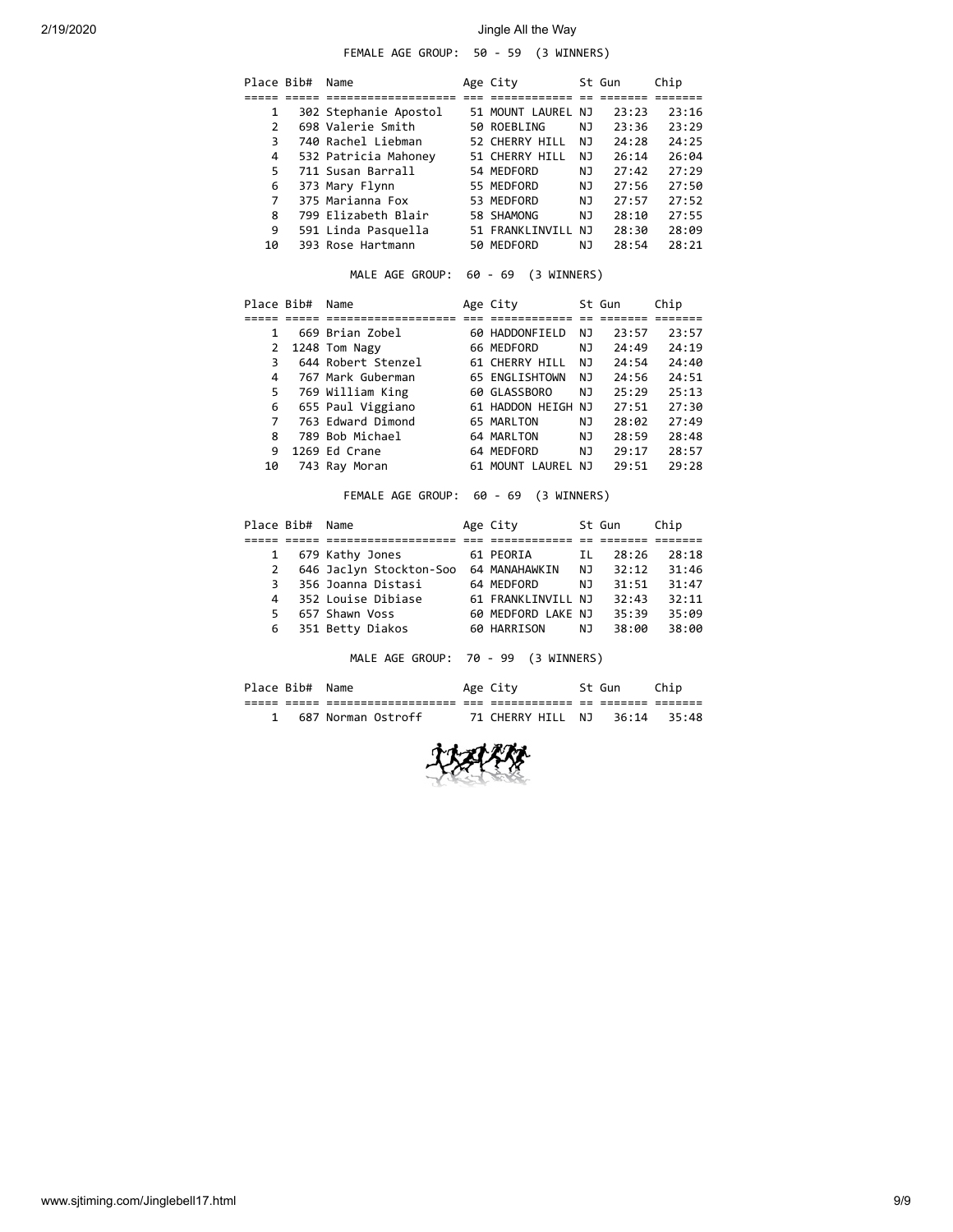FEMALE AGE GROUP: 50 - 59 (3 WINNERS)

| Place | Bib# | Name | Age | City | St | Gun | Chip |
|---|---|---|---|---|---|---|---|
| 1 | 302 | Stephanie Apostol | 51 | MOUNT LAUREL | NJ | 23:23 | 23:16 |
| 2 | 698 | Valerie Smith | 50 | ROEBLING | NJ | 23:36 | 23:29 |
| 3 | 740 | Rachel Liebman | 52 | CHERRY HILL | NJ | 24:28 | 24:25 |
| 4 | 532 | Patricia Mahoney | 51 | CHERRY HILL | NJ | 26:14 | 26:04 |
| 5 | 711 | Susan Barrall | 54 | MEDFORD | NJ | 27:42 | 27:29 |
| 6 | 373 | Mary Flynn | 55 | MEDFORD | NJ | 27:56 | 27:50 |
| 7 | 375 | Marianna Fox | 53 | MEDFORD | NJ | 27:57 | 27:52 |
| 8 | 799 | Elizabeth Blair | 58 | SHAMONG | NJ | 28:10 | 27:55 |
| 9 | 591 | Linda Pasquella | 51 | FRANKLINVILL | NJ | 28:30 | 28:09 |
| 10 | 393 | Rose Hartmann | 50 | MEDFORD | NJ | 28:54 | 28:21 |

MALE AGE GROUP: 60 - 69 (3 WINNERS)

| Place | Bib# | Name | Age | City | St | Gun | Chip |
|---|---|---|---|---|---|---|---|
| 1 | 669 | Brian Zobel | 60 | HADDONFIELD | NJ | 23:57 | 23:57 |
| 2 | 1248 | Tom Nagy | 66 | MEDFORD | NJ | 24:49 | 24:19 |
| 3 | 644 | Robert Stenzel | 61 | CHERRY HILL | NJ | 24:54 | 24:40 |
| 4 | 767 | Mark Guberman | 65 | ENGLISHTOWN | NJ | 24:56 | 24:51 |
| 5 | 769 | William King | 60 | GLASSBORO | NJ | 25:29 | 25:13 |
| 6 | 655 | Paul Viggiano | 61 | HADDON HEIGH | NJ | 27:51 | 27:30 |
| 7 | 763 | Edward Dimond | 65 | MARLTON | NJ | 28:02 | 27:49 |
| 8 | 789 | Bob Michael | 64 | MARLTON | NJ | 28:59 | 28:48 |
| 9 | 1269 | Ed Crane | 64 | MEDFORD | NJ | 29:17 | 28:57 |
| 10 | 743 | Ray Moran | 61 | MOUNT LAUREL | NJ | 29:51 | 29:28 |

FEMALE AGE GROUP: 60 - 69 (3 WINNERS)

| Place | Bib# | Name | Age | City | St | Gun | Chip |
|---|---|---|---|---|---|---|---|
| 1 | 679 | Kathy Jones | 61 | PEORIA | IL | 28:26 | 28:18 |
| 2 | 646 | Jaclyn Stockton-Soo | 64 | MANAHAWKIN | NJ | 32:12 | 31:46 |
| 3 | 356 | Joanna Distasi | 64 | MEDFORD | NJ | 31:51 | 31:47 |
| 4 | 352 | Louise Dibiase | 61 | FRANKLINVILL | NJ | 32:43 | 32:11 |
| 5 | 657 | Shawn Voss | 60 | MEDFORD LAKE | NJ | 35:39 | 35:09 |
| 6 | 351 | Betty Diakos | 60 | HARRISON | NJ | 38:00 | 38:00 |

MALE AGE GROUP: 70 - 99 (3 WINNERS)

| Place | Bib# | Name | Age | City | St | Gun | Chip |
|---|---|---|---|---|---|---|---|
| 1 | 687 | Norman Ostroff | 71 | CHERRY HILL | NJ | 36:14 | 35:48 |